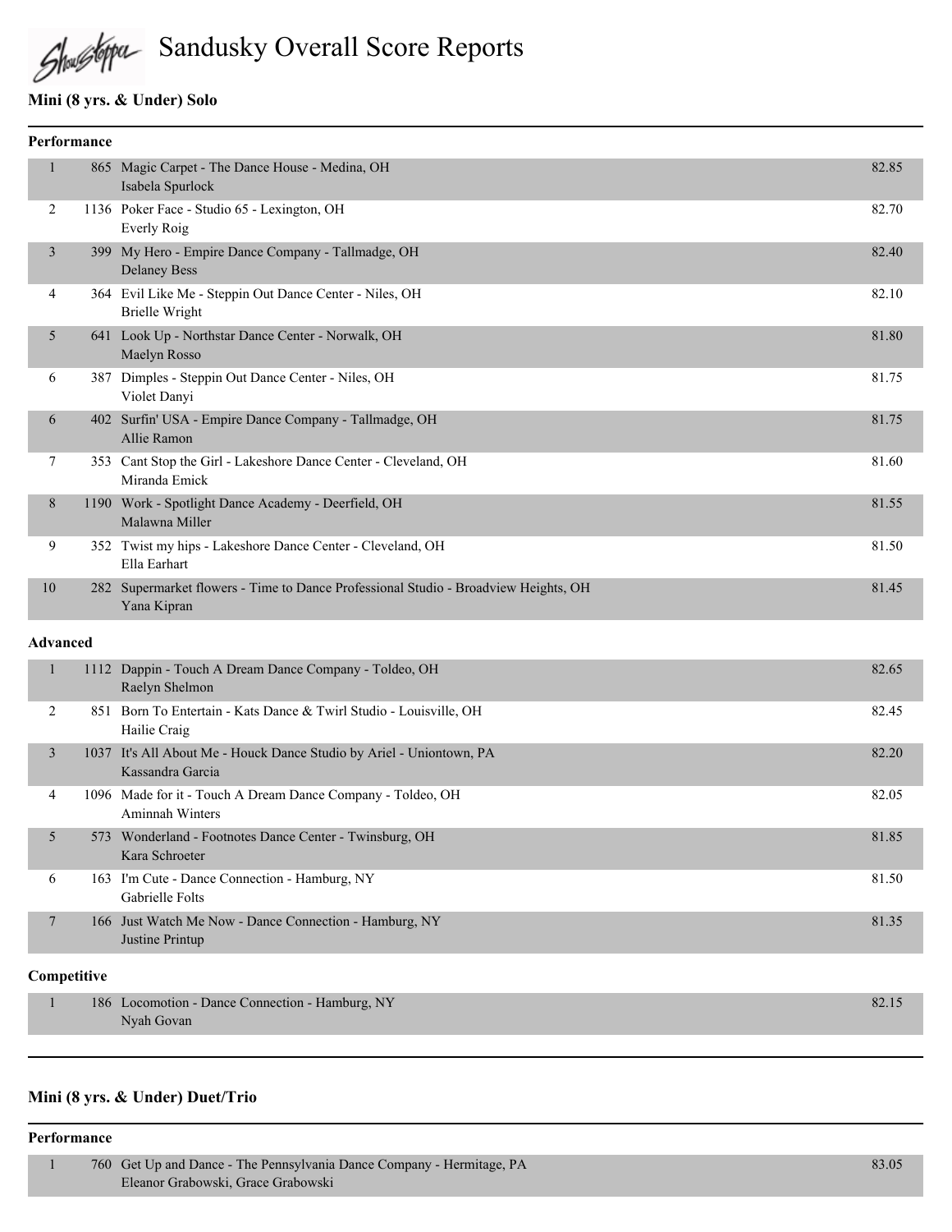# Sandusky Overall Score Reports

## Mini (8 yrs. & Under) Solo

### Performance

| Place | # | Routine | Score |
|---|---|---|---|
| 1 | 865 | Magic Carpet - The Dance House - Medina, OH<br>Isabela Spurlock | 82.85 |
| 2 | 1136 | Poker Face - Studio 65 - Lexington, OH<br>Everly Roig | 82.70 |
| 3 | 399 | My Hero - Empire Dance Company - Tallmadge, OH<br>Delaney Bess | 82.40 |
| 4 | 364 | Evil Like Me - Steppin Out Dance Center - Niles, OH<br>Brielle Wright | 82.10 |
| 5 | 641 | Look Up - Northstar Dance Center - Norwalk, OH<br>Maelyn Rosso | 81.80 |
| 6 | 387 | Dimples - Steppin Out Dance Center - Niles, OH<br>Violet Danyi | 81.75 |
| 6 | 402 | Surfin' USA - Empire Dance Company - Tallmadge, OH<br>Allie Ramon | 81.75 |
| 7 | 353 | Cant Stop the Girl - Lakeshore Dance Center - Cleveland, OH<br>Miranda Emick | 81.60 |
| 8 | 1190 | Work - Spotlight Dance Academy - Deerfield, OH<br>Malawna Miller | 81.55 |
| 9 | 352 | Twist my hips - Lakeshore Dance Center - Cleveland, OH<br>Ella Earhart | 81.50 |
| 10 | 282 | Supermarket flowers - Time to Dance Professional Studio - Broadview Heights, OH<br>Yana Kipran | 81.45 |

### Advanced

| Place | # | Routine | Score |
|---|---|---|---|
| 1 | 1112 | Dappin - Touch A Dream Dance Company - Toldeo, OH<br>Raelyn Shelmon | 82.65 |
| 2 | 851 | Born To Entertain - Kats Dance & Twirl Studio - Louisville, OH<br>Hailie Craig | 82.45 |
| 3 | 1037 | It's All About Me - Houck Dance Studio by Ariel - Uniontown, PA<br>Kassandra Garcia | 82.20 |
| 4 | 1096 | Made for it - Touch A Dream Dance Company - Toldeo, OH<br>Aminnah Winters | 82.05 |
| 5 | 573 | Wonderland - Footnotes Dance Center - Twinsburg, OH<br>Kara Schroeter | 81.85 |
| 6 | 163 | I'm Cute - Dance Connection - Hamburg, NY<br>Gabrielle Folts | 81.50 |
| 7 | 166 | Just Watch Me Now - Dance Connection - Hamburg, NY<br>Justine Printup | 81.35 |

### Competitive

| Place | # | Routine | Score |
|---|---|---|---|
| 1 | 186 | Locomotion - Dance Connection - Hamburg, NY<br>Nyah Govan | 82.15 |

## Mini (8 yrs. & Under) Duet/Trio

### Performance

| Place | # | Routine | Score |
|---|---|---|---|
| 1 | 760 | Get Up and Dance - The Pennsylvania Dance Company - Hermitage, PA<br>Eleanor Grabowski, Grace Grabowski | 83.05 |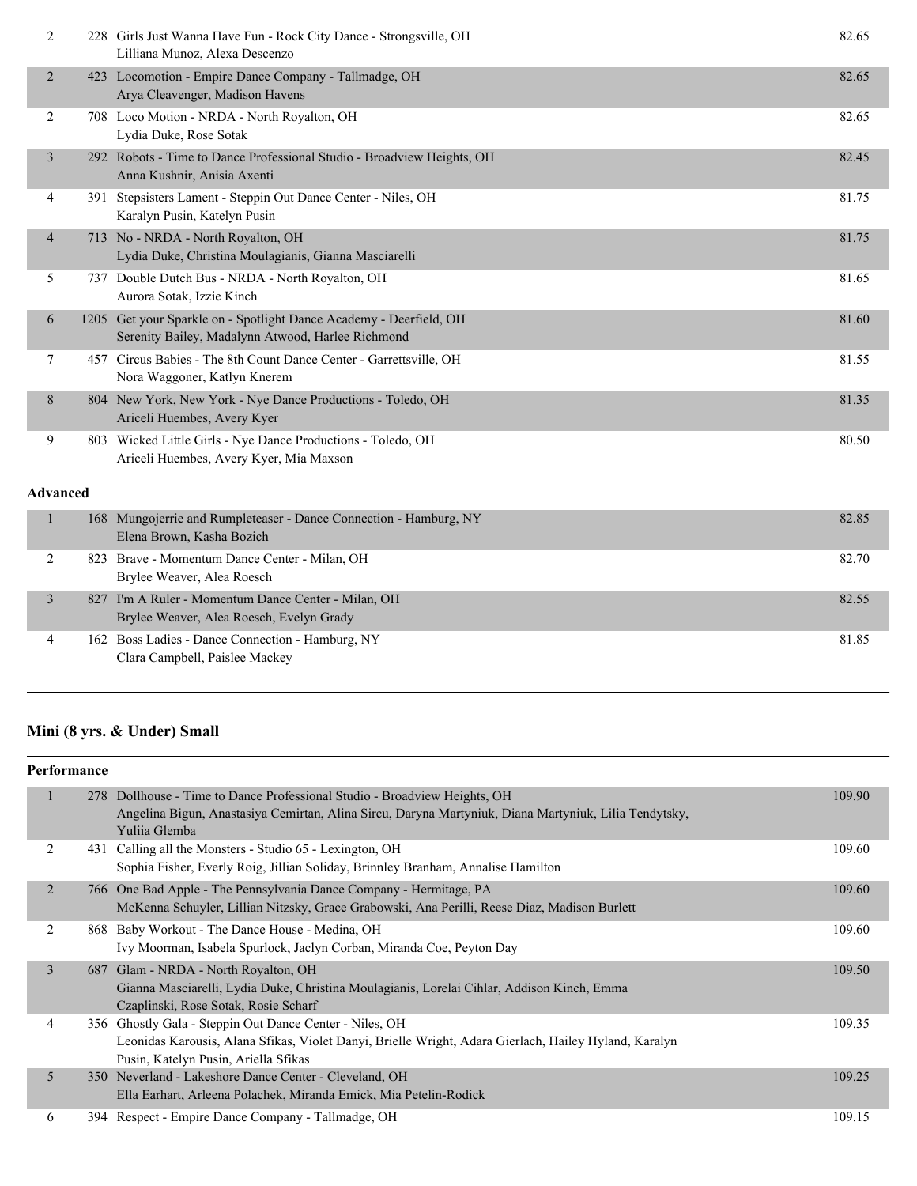| Place | No. | Routine / Studio / Dancers | Score |
|---|---|---|---|
| 2 | 228 | Girls Just Wanna Have Fun - Rock City Dance - Strongsville, OH<br>Lilliana Munoz, Alexa Descenzo | 82.65 |
| 2 | 423 | Locomotion - Empire Dance Company - Tallmadge, OH<br>Arya Cleavenger, Madison Havens | 82.65 |
| 2 | 708 | Loco Motion - NRDA - North Royalton, OH<br>Lydia Duke, Rose Sotak | 82.65 |
| 3 | 292 | Robots - Time to Dance Professional Studio - Broadview Heights, OH<br>Anna Kushnir, Anisia Axenti | 82.45 |
| 4 | 391 | Stepsisters Lament - Steppin Out Dance Center - Niles, OH<br>Karalyn Pusin, Katelyn Pusin | 81.75 |
| 4 | 713 | No - NRDA - North Royalton, OH<br>Lydia Duke, Christina Moulagianis, Gianna Masciarelli | 81.75 |
| 5 | 737 | Double Dutch Bus - NRDA - North Royalton, OH<br>Aurora Sotak, Izzie Kinch | 81.65 |
| 6 | 1205 | Get your Sparkle on - Spotlight Dance Academy - Deerfield, OH<br>Serenity Bailey, Madalynn Atwood, Harlee Richmond | 81.60 |
| 7 | 457 | Circus Babies - The 8th Count Dance Center - Garrettsville, OH<br>Nora Waggoner, Katlyn Knerem | 81.55 |
| 8 | 804 | New York, New York - Nye Dance Productions - Toledo, OH<br>Ariceli Huembes, Avery Kyer | 81.35 |
| 9 | 803 | Wicked Little Girls - Nye Dance Productions - Toledo, OH<br>Ariceli Huembes, Avery Kyer, Mia Maxson | 80.50 |

**Advanced**

| Place | No. | Routine / Studio / Dancers | Score |
|---|---|---|---|
| 1 | 168 | Mungojerrie and Rumpleteaser - Dance Connection - Hamburg, NY<br>Elena Brown, Kasha Bozich | 82.85 |
| 2 | 823 | Brave - Momentum Dance Center - Milan, OH<br>Brylee Weaver, Alea Roesch | 82.70 |
| 3 | 827 | I'm A Ruler - Momentum Dance Center - Milan, OH<br>Brylee Weaver, Alea Roesch, Evelyn Grady | 82.55 |
| 4 | 162 | Boss Ladies - Dance Connection - Hamburg, NY<br>Clara Campbell, Paislee Mackey | 81.85 |

## Mini (8 yrs. & Under) Small

**Performance**

| Place | No. | Routine / Studio / Dancers | Score |
|---|---|---|---|
| 1 | 278 | Dollhouse - Time to Dance Professional Studio - Broadview Heights, OH<br>Angelina Bigun, Anastasiya Cemirtan, Alina Sircu, Daryna Martyniuk, Diana Martyniuk, Lilia Tendytsky, Yuliia Glemba | 109.90 |
| 2 | 431 | Calling all the Monsters - Studio 65 - Lexington, OH<br>Sophia Fisher, Everly Roig, Jillian Soliday, Brinnley Branham, Annalise Hamilton | 109.60 |
| 2 | 766 | One Bad Apple - The Pennsylvania Dance Company - Hermitage, PA<br>McKenna Schuyler, Lillian Nitzsky, Grace Grabowski, Ana Perilli, Reese Diaz, Madison Burlett | 109.60 |
| 2 | 868 | Baby Workout - The Dance House - Medina, OH<br>Ivy Moorman, Isabela Spurlock, Jaclyn Corban, Miranda Coe, Peyton Day | 109.60 |
| 3 | 687 | Glam - NRDA - North Royalton, OH<br>Gianna Masciarelli, Lydia Duke, Christina Moulagianis, Lorelai Cihlar, Addison Kinch, Emma Czaplinski, Rose Sotak, Rosie Scharf | 109.50 |
| 4 | 356 | Ghostly Gala - Steppin Out Dance Center - Niles, OH<br>Leonidas Karousis, Alana Sfikas, Violet Danyi, Brielle Wright, Adara Gierlach, Hailey Hyland, Karalyn Pusin, Katelyn Pusin, Ariella Sfikas | 109.35 |
| 5 | 350 | Neverland - Lakeshore Dance Center - Cleveland, OH<br>Ella Earhart, Arleena Polachek, Miranda Emick, Mia Petelin-Rodick | 109.25 |
| 6 | 394 | Respect - Empire Dance Company - Tallmadge, OH | 109.15 |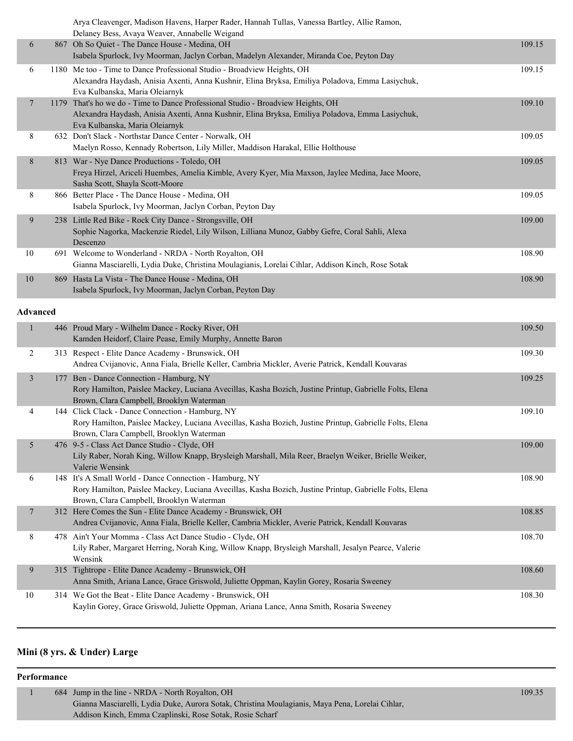| | | | |
|---|---|---|---|
| | | Arya Cleavenger, Madison Havens, Harper Rader, Hannah Tullas, Vanessa Bartley, Allie Ramon, Delaney Bess, Avaya Weaver, Annabelle Weigand | |
| 6 | 867 | Oh So Quiet - The Dance House - Medina, OH<br>Isabela Spurlock, Ivy Moorman, Jaclyn Corban, Madelyn Alexander, Miranda Coe, Peyton Day | 109.15 |
| 6 | 1180 | Me too - Time to Dance Professional Studio - Broadview Heights, OH<br>Alexandra Haydash, Anisia Axenti, Anna Kushnir, Elina Bryksa, Emiliya Poladova, Emma Lasiychuk, Eva Kulbanska, Maria Oleiarnyk | 109.15 |
| 7 | 1179 | That's ho we do - Time to Dance Professional Studio - Broadview Heights, OH<br>Alexandra Haydash, Anisia Axenti, Anna Kushnir, Elina Bryksa, Emiliya Poladova, Emma Lasiychuk, Eva Kulbanska, Maria Oleiarnyk | 109.10 |
| 8 | 632 | Don't Slack - Northstar Dance Center - Norwalk, OH<br>Maelyn Rosso, Kennady Robertson, Lily Miller, Maddison Harakal, Ellie Holthouse | 109.05 |
| 8 | 813 | War - Nye Dance Productions - Toledo, OH<br>Freya Hirzel, Ariceli Huembes, Amelia Kimble, Avery Kyer, Mia Maxson, Jaylee Medina, Jace Moore, Sasha Scott, Shayla Scott-Moore | 109.05 |
| 8 | 866 | Better Place - The Dance House - Medina, OH<br>Isabela Spurlock, Ivy Moorman, Jaclyn Corban, Peyton Day | 109.05 |
| 9 | 238 | Little Red Bike - Rock City Dance - Strongsville, OH<br>Sophie Nagorka, Mackenzie Riedel, Lily Wilson, Lilliana Munoz, Gabby Gefre, Coral Sahli, Alexa Descenzo | 109.00 |
| 10 | 691 | Welcome to Wonderland - NRDA - North Royalton, OH<br>Gianna Masciarelli, Lydia Duke, Christina Moulagianis, Lorelai Cihlar, Addison Kinch, Rose Sotak | 108.90 |
| 10 | 869 | Hasta La Vista - The Dance House - Medina, OH<br>Isabela Spurlock, Ivy Moorman, Jaclyn Corban, Peyton Day | 108.90 |

**Advanced**

| | | | |
|---|---|---|---|
| 1 | 446 | Proud Mary - Wilhelm Dance - Rocky River, OH<br>Kamden Heidorf, Claire Pease, Emily Murphy, Annette Baron | 109.50 |
| 2 | 313 | Respect - Elite Dance Academy - Brunswick, OH<br>Andrea Cvijanovic, Anna Fiala, Brielle Keller, Cambria Mickler, Averie Patrick, Kendall Kouvaras | 109.30 |
| 3 | 177 | Ben - Dance Connection - Hamburg, NY<br>Rory Hamilton, Paislee Mackey, Luciana Avecillas, Kasha Bozich, Justine Printup, Gabrielle Folts, Elena Brown, Clara Campbell, Brooklyn Waterman | 109.25 |
| 4 | 144 | Click Clack - Dance Connection - Hamburg, NY<br>Rory Hamilton, Paislee Mackey, Luciana Avecillas, Kasha Bozich, Justine Printup, Gabrielle Folts, Elena Brown, Clara Campbell, Brooklyn Waterman | 109.10 |
| 5 | 476 | 9-5 - Class Act Dance Studio - Clyde, OH<br>Lily Raber, Norah King, Willow Knapp, Brysleigh Marshall, Mila Reer, Braelyn Weiker, Brielle Weiker, Valerie Wensink | 109.00 |
| 6 | 148 | It's A Small World - Dance Connection - Hamburg, NY<br>Rory Hamilton, Paislee Mackey, Luciana Avecillas, Kasha Bozich, Justine Printup, Gabrielle Folts, Elena Brown, Clara Campbell, Brooklyn Waterman | 108.90 |
| 7 | 312 | Here Comes the Sun - Elite Dance Academy - Brunswick, OH<br>Andrea Cvijanovic, Anna Fiala, Brielle Keller, Cambria Mickler, Averie Patrick, Kendall Kouvaras | 108.85 |
| 8 | 478 | Ain't Your Momma - Class Act Dance Studio - Clyde, OH<br>Lily Raber, Margaret Herring, Norah King, Willow Knapp, Brysleigh Marshall, Jesalyn Pearce, Valerie Wensink | 108.70 |
| 9 | 315 | Tightrope - Elite Dance Academy - Brunswick, OH<br>Anna Smith, Ariana Lance, Grace Griswold, Juliette Oppman, Kaylin Gorey, Rosaria Sweeney | 108.60 |
| 10 | 314 | We Got the Beat - Elite Dance Academy - Brunswick, OH<br>Kaylin Gorey, Grace Griswold, Juliette Oppman, Ariana Lance, Anna Smith, Rosaria Sweeney | 108.30 |

## Mini (8 yrs. & Under) Large

**Performance**

| | | | |
|---|---|---|---|
| 1 | 684 | Jump in the line - NRDA - North Royalton, OH<br>Gianna Masciarelli, Lydia Duke, Aurora Sotak, Christina Moulagianis, Maya Pena, Lorelai Cihlar, Addison Kinch, Emma Czaplinski, Rose Sotak, Rosie Scharf | 109.35 |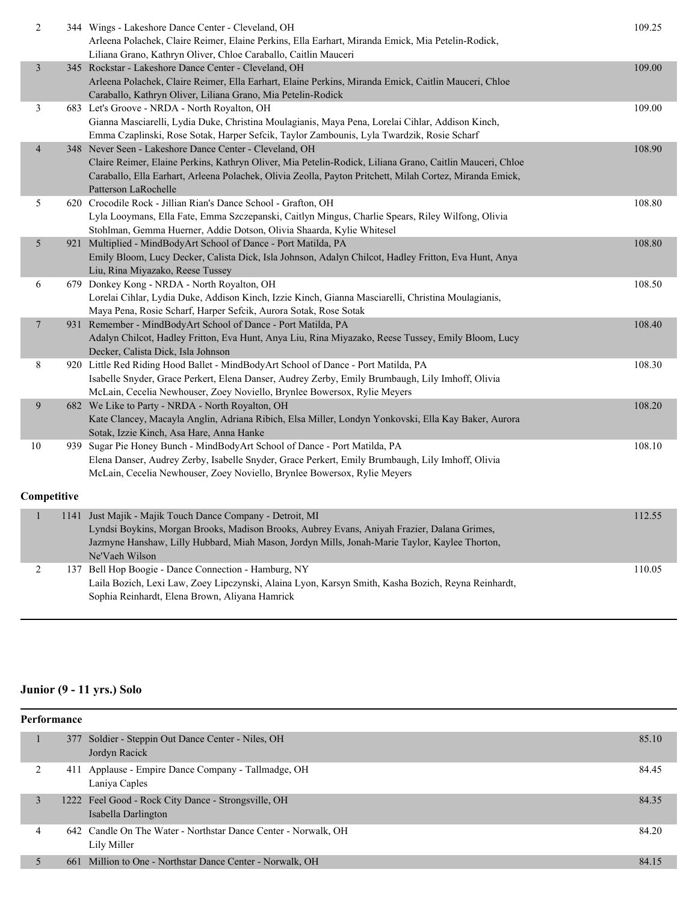| Place | No. | Entry | Score |
|---|---|---|---|
| 2 | 344 | Wings - Lakeshore Dance Center - Cleveland, OH<br>Arleena Polachek, Claire Reimer, Elaine Perkins, Ella Earhart, Miranda Emick, Mia Petelin-Rodick, Liliana Grano, Kathryn Oliver, Chloe Caraballo, Caitlin Mauceri | 109.25 |
| 3 | 345 | Rockstar - Lakeshore Dance Center - Cleveland, OH<br>Arleena Polachek, Claire Reimer, Ella Earhart, Elaine Perkins, Miranda Emick, Caitlin Mauceri, Chloe Caraballo, Kathryn Oliver, Liliana Grano, Mia Petelin-Rodick | 109.00 |
| 3 | 683 | Let's Groove - NRDA - North Royalton, OH<br>Gianna Masciarelli, Lydia Duke, Christina Moulagianis, Maya Pena, Lorelai Cihlar, Addison Kinch, Emma Czaplinski, Rose Sotak, Harper Sefcik, Taylor Zambounis, Lyla Twardzik, Rosie Scharf | 109.00 |
| 4 | 348 | Never Seen - Lakeshore Dance Center - Cleveland, OH<br>Claire Reimer, Elaine Perkins, Kathryn Oliver, Mia Petelin-Rodick, Liliana Grano, Caitlin Mauceri, Chloe Caraballo, Ella Earhart, Arleena Polachek, Olivia Zeolla, Payton Pritchett, Milah Cortez, Miranda Emick, Patterson LaRochelle | 108.90 |
| 5 | 620 | Crocodile Rock - Jillian Rian's Dance School - Grafton, OH<br>Lyla Looymans, Ella Fate, Emma Szczepanski, Caitlyn Mingus, Charlie Spears, Riley Wilfong, Olivia Stohlman, Gemma Huerner, Addie Dotson, Olivia Shaarda, Kylie Whitesel | 108.80 |
| 5 | 921 | Multiplied - MindBodyArt School of Dance - Port Matilda, PA<br>Emily Bloom, Lucy Decker, Calista Dick, Isla Johnson, Adalyn Chilcot, Hadley Fritton, Eva Hunt, Anya Liu, Rina Miyazako, Reese Tussey | 108.80 |
| 6 | 679 | Donkey Kong - NRDA - North Royalton, OH<br>Lorelai Cihlar, Lydia Duke, Addison Kinch, Izzie Kinch, Gianna Masciarelli, Christina Moulagianis, Maya Pena, Rosie Scharf, Harper Sefcik, Aurora Sotak, Rose Sotak | 108.50 |
| 7 | 931 | Remember - MindBodyArt School of Dance - Port Matilda, PA<br>Adalyn Chilcot, Hadley Fritton, Eva Hunt, Anya Liu, Rina Miyazako, Reese Tussey, Emily Bloom, Lucy Decker, Calista Dick, Isla Johnson | 108.40 |
| 8 | 920 | Little Red Riding Hood Ballet - MindBodyArt School of Dance - Port Matilda, PA<br>Isabelle Snyder, Grace Perkert, Elena Danser, Audrey Zerby, Emily Brumbaugh, Lily Imhoff, Olivia McLain, Cecelia Newhouser, Zoey Noviello, Brynlee Bowersox, Rylie Meyers | 108.30 |
| 9 | 682 | We Like to Party - NRDA - North Royalton, OH<br>Kate Clancey, Macayla Anglin, Adriana Ribich, Elsa Miller, Londyn Yonkovski, Ella Kay Baker, Aurora Sotak, Izzie Kinch, Asa Hare, Anna Hanke | 108.20 |
| 10 | 939 | Sugar Pie Honey Bunch - MindBodyArt School of Dance - Port Matilda, PA<br>Elena Danser, Audrey Zerby, Isabelle Snyder, Grace Perkert, Emily Brumbaugh, Lily Imhoff, Olivia McLain, Cecelia Newhouser, Zoey Noviello, Brynlee Bowersox, Rylie Meyers | 108.10 |

**Competitive**

| Place | No. | Entry | Score |
|---|---|---|---|
| 1 | 1141 | Just Majik - Majik Touch Dance Company - Detroit, MI<br>Lyndsi Boykins, Morgan Brooks, Madison Brooks, Aubrey Evans, Aniyah Frazier, Dalana Grimes, Jazmyne Hanshaw, Lilly Hubbard, Miah Mason, Jordyn Mills, Jonah-Marie Taylor, Kaylee Thorton, Ne'Vaeh Wilson | 112.55 |
| 2 | 137 | Bell Hop Boogie - Dance Connection - Hamburg, NY<br>Laila Bozich, Lexi Law, Zoey Lipczynski, Alaina Lyon, Karsyn Smith, Kasha Bozich, Reyna Reinhardt, Sophia Reinhardt, Elena Brown, Aliyana Hamrick | 110.05 |

## Junior (9 - 11 yrs.) Solo

**Performance**

| Place | No. | Entry | Score |
|---|---|---|---|
| 1 | 377 | Soldier - Steppin Out Dance Center - Niles, OH<br>Jordyn Racick | 85.10 |
| 2 | 411 | Applause - Empire Dance Company - Tallmadge, OH<br>Laniya Caples | 84.45 |
| 3 | 1222 | Feel Good - Rock City Dance - Strongsville, OH<br>Isabella Darlington | 84.35 |
| 4 | 642 | Candle On The Water - Northstar Dance Center - Norwalk, OH<br>Lily Miller | 84.20 |
| 5 | 661 | Million to One - Northstar Dance Center - Norwalk, OH | 84.15 |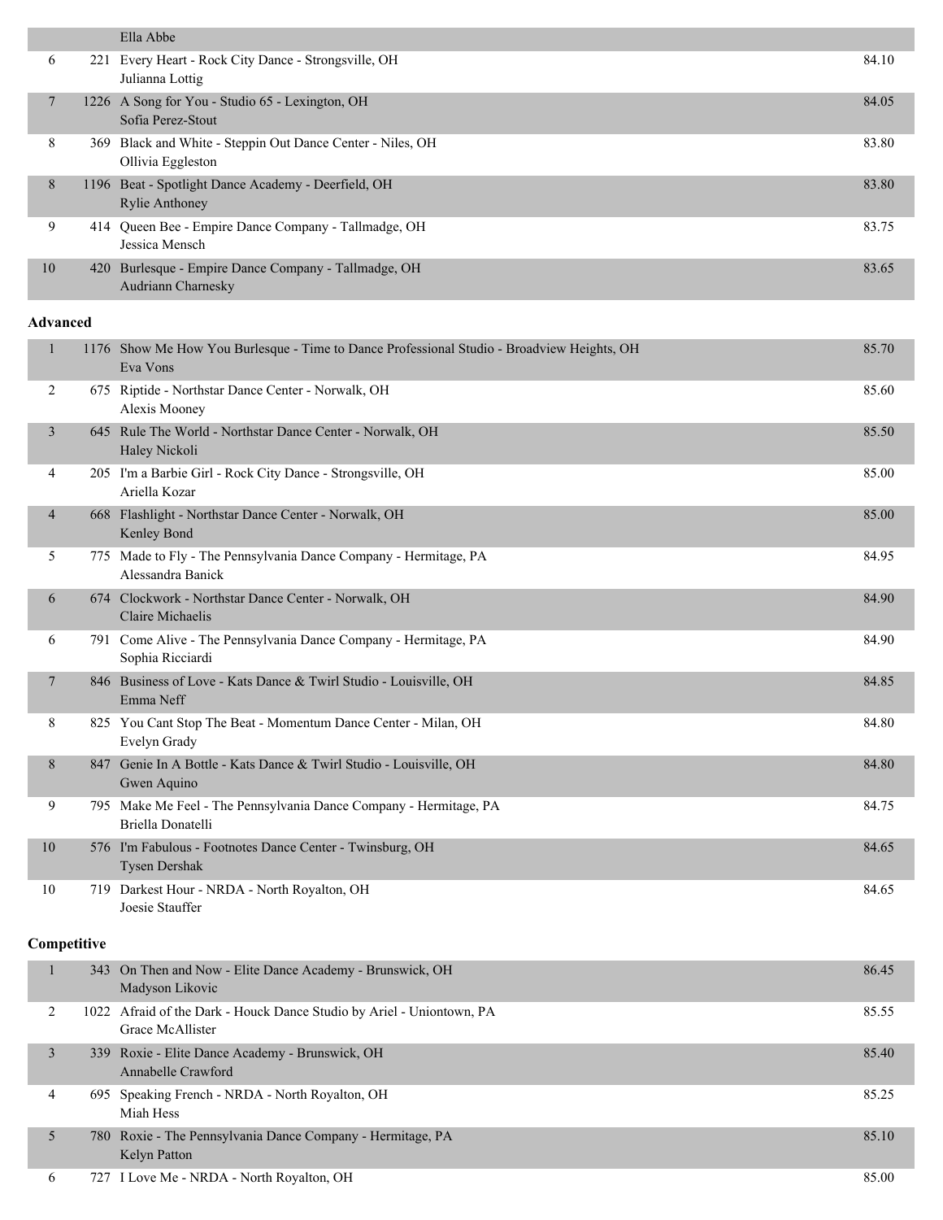| | | | |
|---|---|---|---|
| | | Ella Abbe | |
| 6 | 221 | Every Heart - Rock City Dance - Strongsville, OH<br>Julianna Lottig | 84.10 |
| 7 | 1226 | A Song for You - Studio 65 - Lexington, OH<br>Sofia Perez-Stout | 84.05 |
| 8 | 369 | Black and White - Steppin Out Dance Center - Niles, OH<br>Ollivia Eggleston | 83.80 |
| 8 | 1196 | Beat - Spotlight Dance Academy - Deerfield, OH<br>Rylie Anthoney | 83.80 |
| 9 | 414 | Queen Bee - Empire Dance Company - Tallmadge, OH<br>Jessica Mensch | 83.75 |
| 10 | 420 | Burlesque - Empire Dance Company - Tallmadge, OH<br>Audriann Charnesky | 83.65 |

**Advanced**

| | | | |
|---|---|---|---|
| 1 | 1176 | Show Me How You Burlesque - Time to Dance Professional Studio - Broadview Heights, OH<br>Eva Vons | 85.70 |
| 2 | 675 | Riptide - Northstar Dance Center - Norwalk, OH<br>Alexis Mooney | 85.60 |
| 3 | 645 | Rule The World - Northstar Dance Center - Norwalk, OH<br>Haley Nickoli | 85.50 |
| 4 | 205 | I'm a Barbie Girl - Rock City Dance - Strongsville, OH<br>Ariella Kozar | 85.00 |
| 4 | 668 | Flashlight - Northstar Dance Center - Norwalk, OH<br>Kenley Bond | 85.00 |
| 5 | 775 | Made to Fly - The Pennsylvania Dance Company - Hermitage, PA<br>Alessandra Banick | 84.95 |
| 6 | 674 | Clockwork - Northstar Dance Center - Norwalk, OH<br>Claire Michaelis | 84.90 |
| 6 | 791 | Come Alive - The Pennsylvania Dance Company - Hermitage, PA<br>Sophia Ricciardi | 84.90 |
| 7 | 846 | Business of Love - Kats Dance & Twirl Studio - Louisville, OH<br>Emma Neff | 84.85 |
| 8 | 825 | You Cant Stop The Beat - Momentum Dance Center - Milan, OH<br>Evelyn Grady | 84.80 |
| 8 | 847 | Genie In A Bottle - Kats Dance & Twirl Studio - Louisville, OH<br>Gwen Aquino | 84.80 |
| 9 | 795 | Make Me Feel - The Pennsylvania Dance Company - Hermitage, PA<br>Briella Donatelli | 84.75 |
| 10 | 576 | I'm Fabulous - Footnotes Dance Center - Twinsburg, OH<br>Tysen Dershak | 84.65 |
| 10 | 719 | Darkest Hour - NRDA - North Royalton, OH<br>Joesie Stauffer | 84.65 |

**Competitive**

| | | | |
|---|---|---|---|
| 1 | 343 | On Then and Now - Elite Dance Academy - Brunswick, OH<br>Madyson Likovic | 86.45 |
| 2 | 1022 | Afraid of the Dark - Houck Dance Studio by Ariel - Uniontown, PA<br>Grace McAllister | 85.55 |
| 3 | 339 | Roxie - Elite Dance Academy - Brunswick, OH<br>Annabelle Crawford | 85.40 |
| 4 | 695 | Speaking French - NRDA - North Royalton, OH<br>Miah Hess | 85.25 |
| 5 | 780 | Roxie - The Pennsylvania Dance Company - Hermitage, PA<br>Kelyn Patton | 85.10 |
| 6 | 727 | I Love Me - NRDA - North Royalton, OH | 85.00 |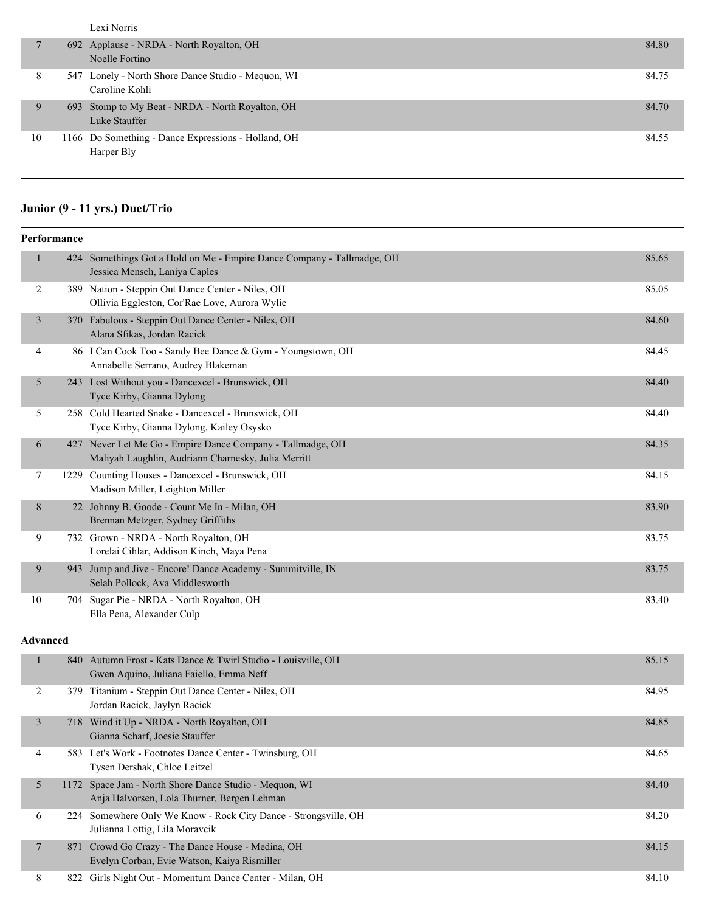| | | | |
|---|---|---|---|
| | | Lexi Norris | |
| 7 | 692 | Applause - NRDA - North Royalton, OH<br>Noelle Fortino | 84.80 |
| 8 | 547 | Lonely - North Shore Dance Studio - Mequon, WI<br>Caroline Kohli | 84.75 |
| 9 | 693 | Stomp to My Beat - NRDA - North Royalton, OH<br>Luke Stauffer | 84.70 |
| 10 | 1166 | Do Something - Dance Expressions - Holland, OH<br>Harper Bly | 84.55 |

## Junior (9 - 11 yrs.) Duet/Trio

### Performance

| Place | No. | Routine | Score |
|---|---|---|---|
| 1 | 424 | Somethings Got a Hold on Me - Empire Dance Company - Tallmadge, OH<br>Jessica Mensch, Laniya Caples | 85.65 |
| 2 | 389 | Nation - Steppin Out Dance Center - Niles, OH<br>Ollivia Eggleston, Cor'Rae Love, Aurora Wylie | 85.05 |
| 3 | 370 | Fabulous - Steppin Out Dance Center - Niles, OH<br>Alana Sfikas, Jordan Racick | 84.60 |
| 4 | 86 | I Can Cook Too - Sandy Bee Dance & Gym - Youngstown, OH<br>Annabelle Serrano, Audrey Blakeman | 84.45 |
| 5 | 243 | Lost Without you - Dancexcel - Brunswick, OH<br>Tyce Kirby, Gianna Dylong | 84.40 |
| 5 | 258 | Cold Hearted Snake - Dancexcel - Brunswick, OH<br>Tyce Kirby, Gianna Dylong, Kailey Osysko | 84.40 |
| 6 | 427 | Never Let Me Go - Empire Dance Company - Tallmadge, OH<br>Maliyah Laughlin, Audriann Charnesky, Julia Merritt | 84.35 |
| 7 | 1229 | Counting Houses - Dancexcel - Brunswick, OH<br>Madison Miller, Leighton Miller | 84.15 |
| 8 | 22 | Johnny B. Goode - Count Me In - Milan, OH<br>Brennan Metzger, Sydney Griffiths | 83.90 |
| 9 | 732 | Grown - NRDA - North Royalton, OH<br>Lorelai Cihlar, Addison Kinch, Maya Pena | 83.75 |
| 9 | 943 | Jump and Jive - Encore! Dance Academy - Summitville, IN<br>Selah Pollock, Ava Middlesworth | 83.75 |
| 10 | 704 | Sugar Pie - NRDA - North Royalton, OH<br>Ella Pena, Alexander Culp | 83.40 |

### Advanced

| Place | No. | Routine | Score |
|---|---|---|---|
| 1 | 840 | Autumn Frost - Kats Dance & Twirl Studio - Louisville, OH<br>Gwen Aquino, Juliana Faiello, Emma Neff | 85.15 |
| 2 | 379 | Titanium - Steppin Out Dance Center - Niles, OH<br>Jordan Racick, Jaylyn Racick | 84.95 |
| 3 | 718 | Wind it Up - NRDA - North Royalton, OH<br>Gianna Scharf, Joesie Stauffer | 84.85 |
| 4 | 583 | Let's Work - Footnotes Dance Center - Twinsburg, OH<br>Tysen Dershak, Chloe Leitzel | 84.65 |
| 5 | 1172 | Space Jam - North Shore Dance Studio - Mequon, WI<br>Anja Halvorsen, Lola Thurner, Bergen Lehman | 84.40 |
| 6 | 224 | Somewhere Only We Know - Rock City Dance - Strongsville, OH<br>Julianna Lottig, Lila Moravcik | 84.20 |
| 7 | 871 | Crowd Go Crazy - The Dance House - Medina, OH<br>Evelyn Corban, Evie Watson, Kaiya Rismiller | 84.15 |
| 8 | 822 | Girls Night Out - Momentum Dance Center - Milan, OH | 84.10 |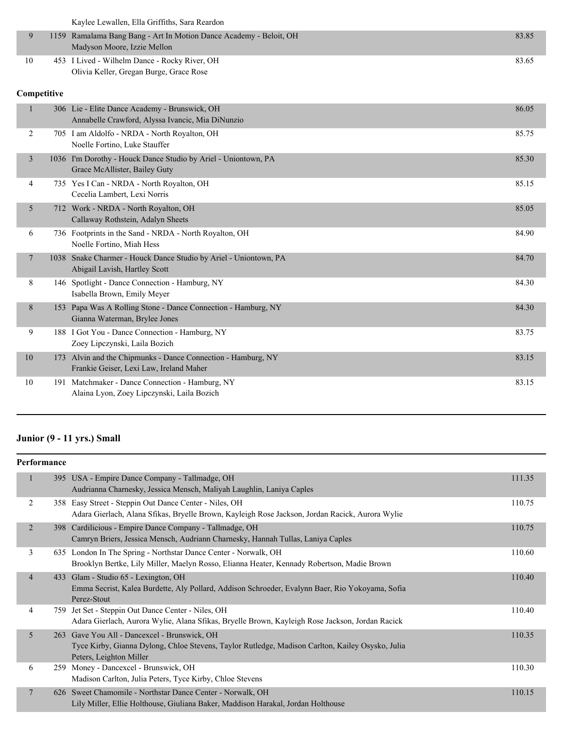| | | | |
|---|---|---|---|
| | | Kaylee Lewallen, Ella Griffiths, Sara Reardon | |
| 9 | 1159 | Ramalama Bang Bang - Art In Motion Dance Academy - Beloit, OH<br>Madyson Moore, Izzie Mellon | 83.85 |
| 10 | 453 | I Lived - Wilhelm Dance - Rocky River, OH<br>Olivia Keller, Gregan Burge, Grace Rose | 83.65 |

**Competitive**

| | | | |
|---|---|---|---|
| 1 | 306 | Lie - Elite Dance Academy - Brunswick, OH<br>Annabelle Crawford, Alyssa Ivancic, Mia DiNunzio | 86.05 |
| 2 | 705 | I am Aldolfo - NRDA - North Royalton, OH<br>Noelle Fortino, Luke Stauffer | 85.75 |
| 3 | 1036 | I'm Dorothy - Houck Dance Studio by Ariel - Uniontown, PA<br>Grace McAllister, Bailey Guty | 85.30 |
| 4 | 735 | Yes I Can - NRDA - North Royalton, OH<br>Cecelia Lambert, Lexi Norris | 85.15 |
| 5 | 712 | Work - NRDA - North Royalton, OH<br>Callaway Rothstein, Adalyn Sheets | 85.05 |
| 6 | 736 | Footprints in the Sand - NRDA - North Royalton, OH<br>Noelle Fortino, Miah Hess | 84.90 |
| 7 | 1038 | Snake Charmer - Houck Dance Studio by Ariel - Uniontown, PA<br>Abigail Lavish, Hartley Scott | 84.70 |
| 8 | 146 | Spotlight - Dance Connection - Hamburg, NY<br>Isabella Brown, Emily Meyer | 84.30 |
| 8 | 153 | Papa Was A Rolling Stone - Dance Connection - Hamburg, NY<br>Gianna Waterman, Brylee Jones | 84.30 |
| 9 | 188 | I Got You - Dance Connection - Hamburg, NY<br>Zoey Lipczynski, Laila Bozich | 83.75 |
| 10 | 173 | Alvin and the Chipmunks - Dance Connection - Hamburg, NY<br>Frankie Geiser, Lexi Law, Ireland Maher | 83.15 |
| 10 | 191 | Matchmaker - Dance Connection - Hamburg, NY<br>Alaina Lyon, Zoey Lipczynski, Laila Bozich | 83.15 |

## Junior (9 - 11 yrs.) Small

**Performance**

| | | | |
|---|---|---|---|
| 1 | 395 | USA - Empire Dance Company - Tallmadge, OH<br>Audrianna Charnesky, Jessica Mensch, Maliyah Laughlin, Laniya Caples | 111.35 |
| 2 | 358 | Easy Street - Steppin Out Dance Center - Niles, OH<br>Adara Gierlach, Alana Sfikas, Bryelle Brown, Kayleigh Rose Jackson, Jordan Racick, Aurora Wylie | 110.75 |
| 2 | 398 | Cardilicious - Empire Dance Company - Tallmadge, OH<br>Camryn Briers, Jessica Mensch, Audriann Charnesky, Hannah Tullas, Laniya Caples | 110.75 |
| 3 | 635 | London In The Spring - Northstar Dance Center - Norwalk, OH<br>Brooklyn Bertke, Lily Miller, Maelyn Rosso, Elianna Heater, Kennady Robertson, Madie Brown | 110.60 |
| 4 | 433 | Glam - Studio 65 - Lexington, OH<br>Emma Secrist, Kalea Burdette, Aly Pollard, Addison Schroeder, Evalynn Baer, Rio Yokoyama, Sofia Perez-Stout | 110.40 |
| 4 | 759 | Jet Set - Steppin Out Dance Center - Niles, OH<br>Adara Gierlach, Aurora Wylie, Alana Sfikas, Bryelle Brown, Kayleigh Rose Jackson, Jordan Racick | 110.40 |
| 5 | 263 | Gave You All - Dancexcel - Brunswick, OH<br>Tyce Kirby, Gianna Dylong, Chloe Stevens, Taylor Rutledge, Madison Carlton, Kailey Osysko, Julia Peters, Leighton Miller | 110.35 |
| 6 | 259 | Money - Dancexcel - Brunswick, OH<br>Madison Carlton, Julia Peters, Tyce Kirby, Chloe Stevens | 110.30 |
| 7 | 626 | Sweet Chamomile - Northstar Dance Center - Norwalk, OH<br>Lily Miller, Ellie Holthouse, Giuliana Baker, Maddison Harakal, Jordan Holthouse | 110.15 |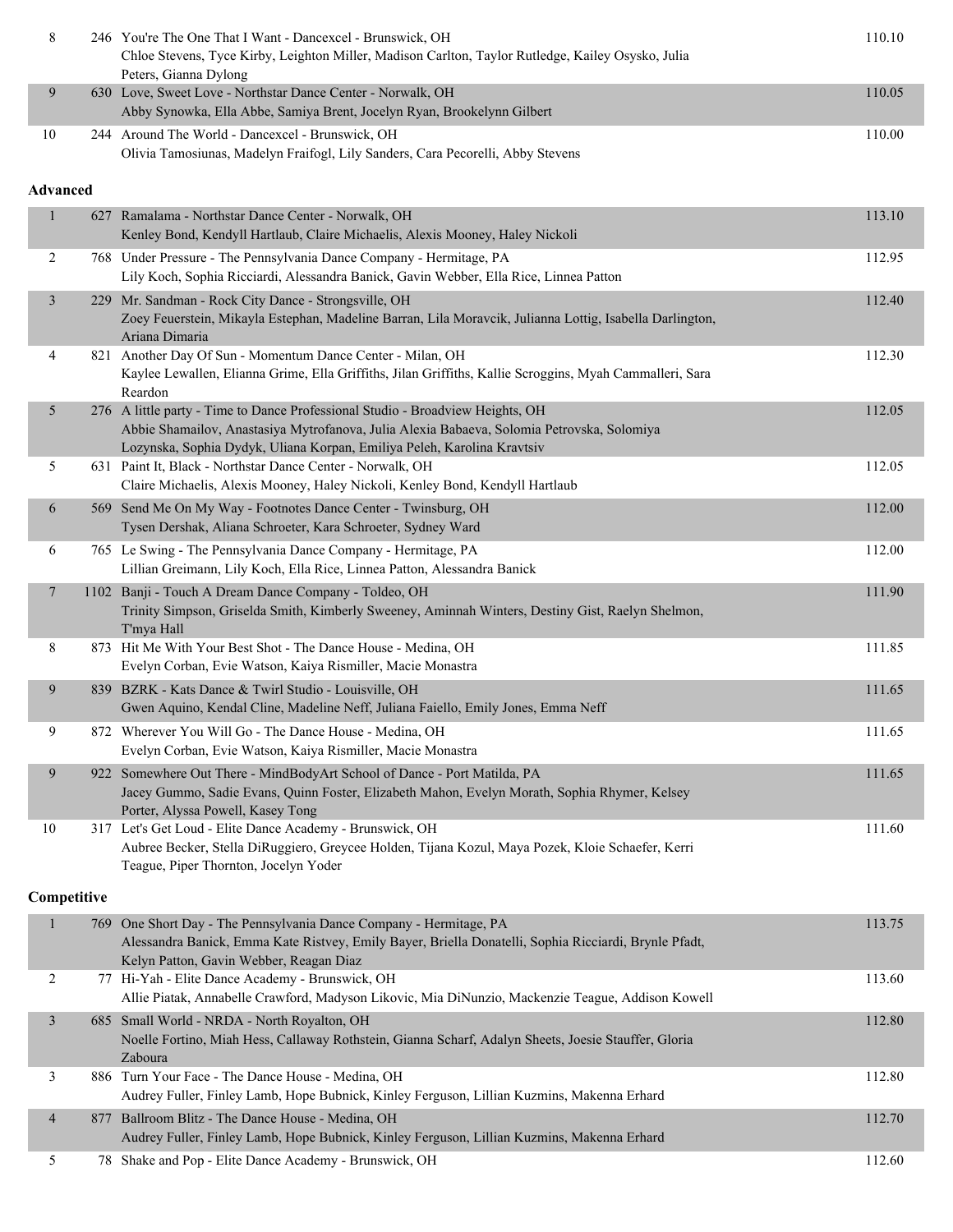| | | | |
|---|---|---|---|
| 8 | 246 | You're The One That I Want - Dancexcel - Brunswick, OH<br>Chloe Stevens, Tyce Kirby, Leighton Miller, Madison Carlton, Taylor Rutledge, Kailey Osysko, Julia Peters, Gianna Dylong | 110.10 |
| 9 | 630 | Love, Sweet Love - Northstar Dance Center - Norwalk, OH<br>Abby Synowka, Ella Abbe, Samiya Brent, Jocelyn Ryan, Brookelynn Gilbert | 110.05 |
| 10 | 244 | Around The World - Dancexcel - Brunswick, OH<br>Olivia Tamosiunas, Madelyn Fraifogl, Lily Sanders, Cara Pecorelli, Abby Stevens | 110.00 |

**Advanced**

| | | | |
|---|---|---|---|
| 1 | 627 | Ramalama - Northstar Dance Center - Norwalk, OH<br>Kenley Bond, Kendyll Hartlaub, Claire Michaelis, Alexis Mooney, Haley Nickoli | 113.10 |
| 2 | 768 | Under Pressure - The Pennsylvania Dance Company - Hermitage, PA<br>Lily Koch, Sophia Ricciardi, Alessandra Banick, Gavin Webber, Ella Rice, Linnea Patton | 112.95 |
| 3 | 229 | Mr. Sandman - Rock City Dance - Strongsville, OH<br>Zoey Feuerstein, Mikayla Estephan, Madeline Barran, Lila Moravcik, Julianna Lottig, Isabella Darlington, Ariana Dimaria | 112.40 |
| 4 | 821 | Another Day Of Sun - Momentum Dance Center - Milan, OH<br>Kaylee Lewallen, Elianna Grime, Ella Griffiths, Jilan Griffiths, Kallie Scroggins, Myah Cammalleri, Sara Reardon | 112.30 |
| 5 | 276 | A little party - Time to Dance Professional Studio - Broadview Heights, OH<br>Abbie Shamailov, Anastasiya Mytrofanova, Julia Alexia Babaeva, Solomia Petrovska, Solomiya Lozynska, Sophia Dydyk, Uliana Korpan, Emiliya Peleh, Karolina Kravtsiv | 112.05 |
| 5 | 631 | Paint It, Black - Northstar Dance Center - Norwalk, OH<br>Claire Michaelis, Alexis Mooney, Haley Nickoli, Kenley Bond, Kendyll Hartlaub | 112.05 |
| 6 | 569 | Send Me On My Way - Footnotes Dance Center - Twinsburg, OH<br>Tysen Dershak, Aliana Schroeter, Kara Schroeter, Sydney Ward | 112.00 |
| 6 | 765 | Le Swing - The Pennsylvania Dance Company - Hermitage, PA<br>Lillian Greimann, Lily Koch, Ella Rice, Linnea Patton, Alessandra Banick | 112.00 |
| 7 | 1102 | Banji - Touch A Dream Dance Company - Toldeo, OH<br>Trinity Simpson, Griselda Smith, Kimberly Sweeney, Aminnah Winters, Destiny Gist, Raelyn Shelmon, T'mya Hall | 111.90 |
| 8 | 873 | Hit Me With Your Best Shot - The Dance House - Medina, OH<br>Evelyn Corban, Evie Watson, Kaiya Rismiller, Macie Monastra | 111.85 |
| 9 | 839 | BZRK - Kats Dance & Twirl Studio - Louisville, OH<br>Gwen Aquino, Kendal Cline, Madeline Neff, Juliana Faiello, Emily Jones, Emma Neff | 111.65 |
| 9 | 872 | Wherever You Will Go - The Dance House - Medina, OH<br>Evelyn Corban, Evie Watson, Kaiya Rismiller, Macie Monastra | 111.65 |
| 9 | 922 | Somewhere Out There - MindBodyArt School of Dance - Port Matilda, PA<br>Jacey Gummo, Sadie Evans, Quinn Foster, Elizabeth Mahon, Evelyn Morath, Sophia Rhymer, Kelsey Porter, Alyssa Powell, Kasey Tong | 111.65 |
| 10 | 317 | Let's Get Loud - Elite Dance Academy - Brunswick, OH<br>Aubree Becker, Stella DiRuggiero, Greycee Holden, Tijana Kozul, Maya Pozek, Kloie Schaefer, Kerri Teague, Piper Thornton, Jocelyn Yoder | 111.60 |

**Competitive**

| | | | |
|---|---|---|---|
| 1 | 769 | One Short Day - The Pennsylvania Dance Company - Hermitage, PA<br>Alessandra Banick, Emma Kate Ristvey, Emily Bayer, Briella Donatelli, Sophia Ricciardi, Brynle Pfadt, Kelyn Patton, Gavin Webber, Reagan Diaz | 113.75 |
| 2 | 77 | Hi-Yah - Elite Dance Academy - Brunswick, OH<br>Allie Piatak, Annabelle Crawford, Madyson Likovic, Mia DiNunzio, Mackenzie Teague, Addison Kowell | 113.60 |
| 3 | 685 | Small World - NRDA - North Royalton, OH<br>Noelle Fortino, Miah Hess, Callaway Rothstein, Gianna Scharf, Adalyn Sheets, Joesie Stauffer, Gloria Zaboura | 112.80 |
| 3 | 886 | Turn Your Face - The Dance House - Medina, OH<br>Audrey Fuller, Finley Lamb, Hope Bubnick, Kinley Ferguson, Lillian Kuzmins, Makenna Erhard | 112.80 |
| 4 | 877 | Ballroom Blitz - The Dance House - Medina, OH<br>Audrey Fuller, Finley Lamb, Hope Bubnick, Kinley Ferguson, Lillian Kuzmins, Makenna Erhard | 112.70 |
| 5 | 78 | Shake and Pop - Elite Dance Academy - Brunswick, OH | 112.60 |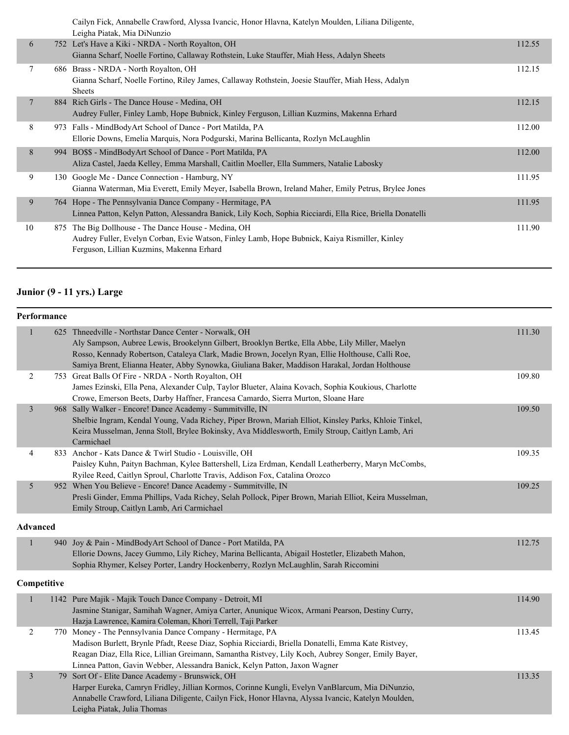| | | | |
|---|---|---|---|
| | | Cailyn Fick, Annabelle Crawford, Alyssa Ivancic, Honor Hlavna, Katelyn Moulden, Liliana Diligente, Leigha Piatak, Mia DiNunzio | |
| 6 | 752 | Let's Have a Kiki - NRDA - North Royalton, OH<br>Gianna Scharf, Noelle Fortino, Callaway Rothstein, Luke Stauffer, Miah Hess, Adalyn Sheets | 112.55 |
| 7 | 686 | Brass - NRDA - North Royalton, OH<br>Gianna Scharf, Noelle Fortino, Riley James, Callaway Rothstein, Joesie Stauffer, Miah Hess, Adalyn Sheets | 112.15 |
| 7 | 884 | Rich Girls - The Dance House - Medina, OH<br>Audrey Fuller, Finley Lamb, Hope Bubnick, Kinley Ferguson, Lillian Kuzmins, Makenna Erhard | 112.15 |
| 8 | 973 | Falls - MindBodyArt School of Dance - Port Matilda, PA<br>Ellorie Downs, Emelia Marquis, Nora Podgurski, Marina Bellicanta, Rozlyn McLaughlin | 112.00 |
| 8 | 994 | BO$$ - MindBodyArt School of Dance - Port Matilda, PA<br>Aliza Castel, Jaeda Kelley, Emma Marshall, Caitlin Moeller, Ella Summers, Natalie Labosky | 112.00 |
| 9 | 130 | Google Me - Dance Connection - Hamburg, NY<br>Gianna Waterman, Mia Everett, Emily Meyer, Isabella Brown, Ireland Maher, Emily Petrus, Brylee Jones | 111.95 |
| 9 | 764 | Hope - The Pennsylvania Dance Company - Hermitage, PA<br>Linnea Patton, Kelyn Patton, Alessandra Banick, Lily Koch, Sophia Ricciardi, Ella Rice, Briella Donatelli | 111.95 |
| 10 | 875 | The Big Dollhouse - The Dance House - Medina, OH<br>Audrey Fuller, Evelyn Corban, Evie Watson, Finley Lamb, Hope Bubnick, Kaiya Rismiller, Kinley Ferguson, Lillian Kuzmins, Makenna Erhard | 111.90 |

## Junior (9 - 11 yrs.) Large

### Performance

| | | | |
|---|---|---|---|
| 1 | 625 | Thneedville - Northstar Dance Center - Norwalk, OH<br>Aly Sampson, Aubree Lewis, Brookelynn Gilbert, Brooklyn Bertke, Ella Abbe, Lily Miller, Maelyn Rosso, Kennady Robertson, Cataleya Clark, Madie Brown, Jocelyn Ryan, Ellie Holthouse, Calli Roe, Samiya Brent, Elianna Heater, Abby Synowka, Giuliana Baker, Maddison Harakal, Jordan Holthouse | 111.30 |
| 2 | 753 | Great Balls Of Fire - NRDA - North Royalton, OH<br>James Ezinski, Ella Pena, Alexander Culp, Taylor Blueter, Alaina Kovach, Sophia Koukious, Charlotte Crowe, Emerson Beets, Darby Haffner, Francesa Camardo, Sierra Murton, Sloane Hare | 109.80 |
| 3 | 968 | Sally Walker - Encore! Dance Academy - Summitville, IN<br>Shelbie Ingram, Kendal Young, Vada Richey, Piper Brown, Mariah Elliot, Kinsley Parks, Khloie Tinkel, Keira Musselman, Jenna Stoll, Brylee Bokinsky, Ava Middlesworth, Emily Stroup, Caitlyn Lamb, Ari Carmichael | 109.50 |
| 4 | 833 | Anchor - Kats Dance & Twirl Studio - Louisville, OH<br>Paisley Kuhn, Paityn Bachman, Kylee Battershell, Liza Erdman, Kendall Leatherberry, Maryn McCombs, Ryilee Reed, Caitlyn Sproul, Charlotte Travis, Addison Fox, Catalina Orozco | 109.35 |
| 5 | 952 | When You Believe - Encore! Dance Academy - Summitville, IN<br>Presli Ginder, Emma Phillips, Vada Richey, Selah Pollock, Piper Brown, Mariah Elliot, Keira Musselman, Emily Stroup, Caitlyn Lamb, Ari Carmichael | 109.25 |

### Advanced

| | | | |
|---|---|---|---|
| 1 | 940 | Joy & Pain - MindBodyArt School of Dance - Port Matilda, PA<br>Ellorie Downs, Jacey Gummo, Lily Richey, Marina Bellicanta, Abigail Hostetler, Elizabeth Mahon, Sophia Rhymer, Kelsey Porter, Landry Hockenberry, Rozlyn McLaughlin, Sarah Riccomini | 112.75 |

### Competitive

| | | | |
|---|---|---|---|
| 1 | 1142 | Pure Majik - Majik Touch Dance Company - Detroit, MI<br>Jasmine Stanigar, Samihah Wagner, Amiya Carter, Anunique Wicox, Armani Pearson, Destiny Curry, Hazja Lawrence, Kamira Coleman, Khori Terrell, Taji Parker | 114.90 |
| 2 | 770 | Money - The Pennsylvania Dance Company - Hermitage, PA<br>Madison Burlett, Brynle Pfadt, Reese Diaz, Sophia Ricciardi, Briella Donatelli, Emma Kate Ristvey, Reagan Diaz, Ella Rice, Lillian Greimann, Samantha Ristvey, Lily Koch, Aubrey Songer, Emily Bayer, Linnea Patton, Gavin Webber, Alessandra Banick, Kelyn Patton, Jaxon Wagner | 113.45 |
| 3 | 79 | Sort Of - Elite Dance Academy - Brunswick, OH<br>Harper Eureka, Camryn Fridley, Jillian Kormos, Corinne Kungli, Evelyn VanBlarcum, Mia DiNunzio, Annabelle Crawford, Liliana Diligente, Cailyn Fick, Honor Hlavna, Alyssa Ivancic, Katelyn Moulden, Leigha Piatak, Julia Thomas | 113.35 |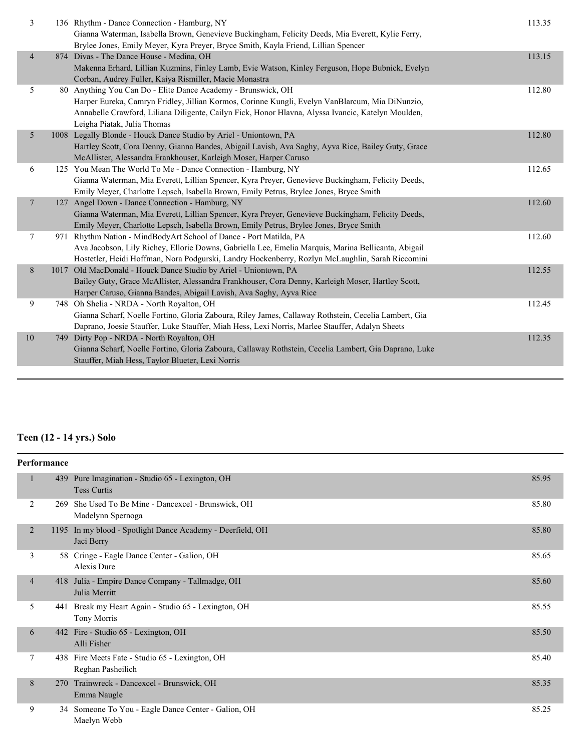| Place | No. | Entry | Score |
|---|---|---|---|
| 3 | 136 | Rhythm - Dance Connection - Hamburg, NY<br>Gianna Waterman, Isabella Brown, Genevieve Buckingham, Felicity Deeds, Mia Everett, Kylie Ferry, Brylee Jones, Emily Meyer, Kyra Preyer, Bryce Smith, Kayla Friend, Lillian Spencer | 113.35 |
| 4 | 874 | Divas - The Dance House - Medina, OH<br>Makenna Erhard, Lillian Kuzmins, Finley Lamb, Evie Watson, Kinley Ferguson, Hope Bubnick, Evelyn Corban, Audrey Fuller, Kaiya Rismiller, Macie Monastra | 113.15 |
| 5 | 80 | Anything You Can Do - Elite Dance Academy - Brunswick, OH<br>Harper Eureka, Camryn Fridley, Jillian Kormos, Corinne Kungli, Evelyn VanBlarcum, Mia DiNunzio, Annabelle Crawford, Liliana Diligente, Cailyn Fick, Honor Hlavna, Alyssa Ivancic, Katelyn Moulden, Leigha Piatak, Julia Thomas | 112.80 |
| 5 | 1008 | Legally Blonde - Houck Dance Studio by Ariel - Uniontown, PA<br>Hartley Scott, Cora Denny, Gianna Bandes, Abigail Lavish, Ava Saghy, Ayva Rice, Bailey Guty, Grace McAllister, Alessandra Frankhouser, Karleigh Moser, Harper Caruso | 112.80 |
| 6 | 125 | You Mean The World To Me - Dance Connection - Hamburg, NY<br>Gianna Waterman, Mia Everett, Lillian Spencer, Kyra Preyer, Genevieve Buckingham, Felicity Deeds, Emily Meyer, Charlotte Lepsch, Isabella Brown, Emily Petrus, Brylee Jones, Bryce Smith | 112.65 |
| 7 | 127 | Angel Down - Dance Connection - Hamburg, NY<br>Gianna Waterman, Mia Everett, Lillian Spencer, Kyra Preyer, Genevieve Buckingham, Felicity Deeds, Emily Meyer, Charlotte Lepsch, Isabella Brown, Emily Petrus, Brylee Jones, Bryce Smith | 112.60 |
| 7 | 971 | Rhythm Nation - MindBodyArt School of Dance - Port Matilda, PA<br>Ava Jacobson, Lily Richey, Ellorie Downs, Gabriella Lee, Emelia Marquis, Marina Bellicanta, Abigail Hostetler, Heidi Hoffman, Nora Podgurski, Landry Hockenberry, Rozlyn McLaughlin, Sarah Riccomini | 112.60 |
| 8 | 1017 | Old MacDonald - Houck Dance Studio by Ariel - Uniontown, PA<br>Bailey Guty, Grace McAllister, Alessandra Frankhouser, Cora Denny, Karleigh Moser, Hartley Scott, Harper Caruso, Gianna Bandes, Abigail Lavish, Ava Saghy, Ayva Rice | 112.55 |
| 9 | 748 | Oh Shelia - NRDA - North Royalton, OH<br>Gianna Scharf, Noelle Fortino, Gloria Zaboura, Riley James, Callaway Rothstein, Cecelia Lambert, Gia Daprano, Joesie Stauffer, Luke Stauffer, Miah Hess, Lexi Norris, Marlee Stauffer, Adalyn Sheets | 112.45 |
| 10 | 749 | Dirty Pop - NRDA - North Royalton, OH<br>Gianna Scharf, Noelle Fortino, Gloria Zaboura, Callaway Rothstein, Cecelia Lambert, Gia Daprano, Luke Stauffer, Miah Hess, Taylor Blueter, Lexi Norris | 112.35 |

## Teen (12 - 14 yrs.) Solo

**Performance**

| Place | No. | Entry | Score |
|---|---|---|---|
| 1 | 439 | Pure Imagination - Studio 65 - Lexington, OH<br>Tess Curtis | 85.95 |
| 2 | 269 | She Used To Be Mine - Dancexcel - Brunswick, OH<br>Madelynn Spernoga | 85.80 |
| 2 | 1195 | In my blood - Spotlight Dance Academy - Deerfield, OH<br>Jaci Berry | 85.80 |
| 3 | 58 | Cringe - Eagle Dance Center - Galion, OH<br>Alexis Dure | 85.65 |
| 4 | 418 | Julia - Empire Dance Company - Tallmadge, OH<br>Julia Merritt | 85.60 |
| 5 | 441 | Break my Heart Again - Studio 65 - Lexington, OH<br>Tony Morris | 85.55 |
| 6 | 442 | Fire - Studio 65 - Lexington, OH<br>Alli Fisher | 85.50 |
| 7 | 438 | Fire Meets Fate - Studio 65 - Lexington, OH<br>Reghan Pasheilich | 85.40 |
| 8 | 270 | Trainwreck - Dancexcel - Brunswick, OH<br>Emma Naugle | 85.35 |
| 9 | 34 | Someone To You - Eagle Dance Center - Galion, OH<br>Maelyn Webb | 85.25 |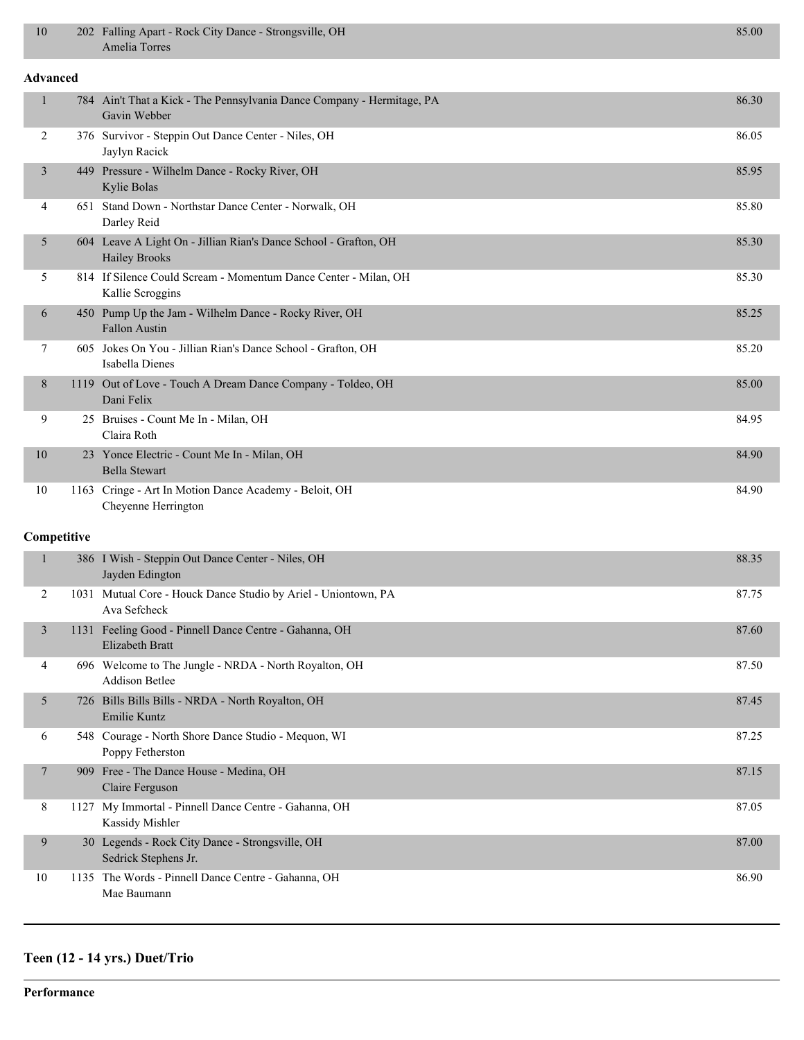| | | | |
|---|---|---|---|
| 10 | 202 | Falling Apart - Rock City Dance - Strongsville, OH<br>Amelia Torres | 85.00 |

**Advanced**

| | | | |
|---|---|---|---|
| 1 | 784 | Ain't That a Kick - The Pennsylvania Dance Company - Hermitage, PA<br>Gavin Webber | 86.30 |
| 2 | 376 | Survivor - Steppin Out Dance Center - Niles, OH<br>Jaylyn Racick | 86.05 |
| 3 | 449 | Pressure - Wilhelm Dance - Rocky River, OH<br>Kylie Bolas | 85.95 |
| 4 | 651 | Stand Down - Northstar Dance Center - Norwalk, OH<br>Darley Reid | 85.80 |
| 5 | 604 | Leave A Light On - Jillian Rian's Dance School - Grafton, OH<br>Hailey Brooks | 85.30 |
| 5 | 814 | If Silence Could Scream - Momentum Dance Center - Milan, OH<br>Kallie Scroggins | 85.30 |
| 6 | 450 | Pump Up the Jam - Wilhelm Dance - Rocky River, OH<br>Fallon Austin | 85.25 |
| 7 | 605 | Jokes On You - Jillian Rian's Dance School - Grafton, OH<br>Isabella Dienes | 85.20 |
| 8 | 1119 | Out of Love - Touch A Dream Dance Company - Toldeo, OH<br>Dani Felix | 85.00 |
| 9 | 25 | Bruises - Count Me In - Milan, OH<br>Claira Roth | 84.95 |
| 10 | 23 | Yonce Electric - Count Me In - Milan, OH<br>Bella Stewart | 84.90 |
| 10 | 1163 | Cringe - Art In Motion Dance Academy - Beloit, OH<br>Cheyenne Herrington | 84.90 |

**Competitive**

| | | | |
|---|---|---|---|
| 1 | 386 | I Wish - Steppin Out Dance Center - Niles, OH<br>Jayden Edington | 88.35 |
| 2 | 1031 | Mutual Core - Houck Dance Studio by Ariel - Uniontown, PA<br>Ava Sefcheck | 87.75 |
| 3 | 1131 | Feeling Good - Pinnell Dance Centre - Gahanna, OH<br>Elizabeth Bratt | 87.60 |
| 4 | 696 | Welcome to The Jungle - NRDA - North Royalton, OH<br>Addison Betlee | 87.50 |
| 5 | 726 | Bills Bills Bills - NRDA - North Royalton, OH<br>Emilie Kuntz | 87.45 |
| 6 | 548 | Courage - North Shore Dance Studio - Mequon, WI<br>Poppy Fetherston | 87.25 |
| 7 | 909 | Free - The Dance House - Medina, OH<br>Claire Ferguson | 87.15 |
| 8 | 1127 | My Immortal - Pinnell Dance Centre - Gahanna, OH<br>Kassidy Mishler | 87.05 |
| 9 | 30 | Legends - Rock City Dance - Strongsville, OH<br>Sedrick Stephens Jr. | 87.00 |
| 10 | 1135 | The Words - Pinnell Dance Centre - Gahanna, OH<br>Mae Baumann | 86.90 |

## Teen (12 - 14 yrs.) Duet/Trio

**Performance**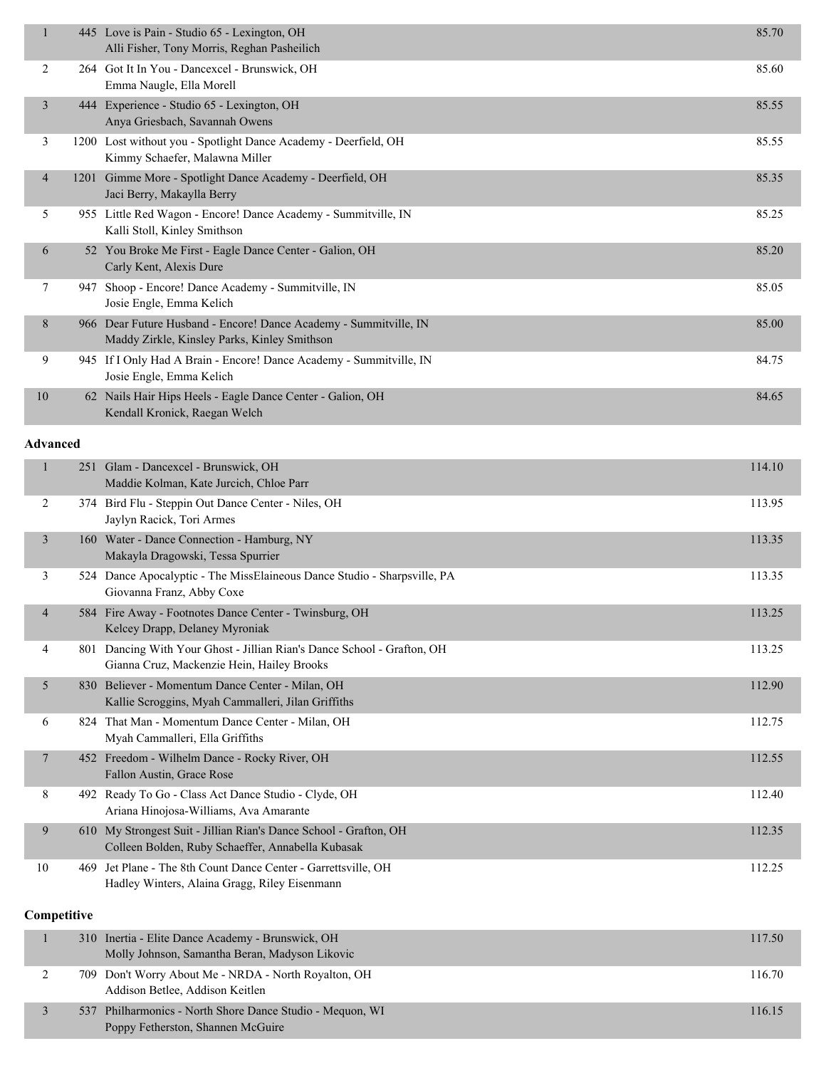| Place | No. | Routine / Studio / Dancers | Score |
|---|---|---|---|
| 1 | 445 | Love is Pain - Studio 65 - Lexington, OH<br>Alli Fisher, Tony Morris, Reghan Pasheilich | 85.70 |
| 2 | 264 | Got It In You - Dancexcel - Brunswick, OH<br>Emma Naugle, Ella Morell | 85.60 |
| 3 | 444 | Experience - Studio 65 - Lexington, OH<br>Anya Griesbach, Savannah Owens | 85.55 |
| 3 | 1200 | Lost without you - Spotlight Dance Academy - Deerfield, OH<br>Kimmy Schaefer, Malawna Miller | 85.55 |
| 4 | 1201 | Gimme More - Spotlight Dance Academy - Deerfield, OH<br>Jaci Berry, Makaylla Berry | 85.35 |
| 5 | 955 | Little Red Wagon - Encore! Dance Academy - Summitville, IN<br>Kalli Stoll, Kinley Smithson | 85.25 |
| 6 | 52 | You Broke Me First - Eagle Dance Center - Galion, OH<br>Carly Kent, Alexis Dure | 85.20 |
| 7 | 947 | Shoop - Encore! Dance Academy - Summitville, IN<br>Josie Engle, Emma Kelich | 85.05 |
| 8 | 966 | Dear Future Husband - Encore! Dance Academy - Summitville, IN<br>Maddy Zirkle, Kinsley Parks, Kinley Smithson | 85.00 |
| 9 | 945 | If I Only Had A Brain - Encore! Dance Academy - Summitville, IN<br>Josie Engle, Emma Kelich | 84.75 |
| 10 | 62 | Nails Hair Hips Heels - Eagle Dance Center - Galion, OH<br>Kendall Kronick, Raegan Welch | 84.65 |

**Advanced**

| Place | No. | Routine / Studio / Dancers | Score |
|---|---|---|---|
| 1 | 251 | Glam - Dancexcel - Brunswick, OH<br>Maddie Kolman, Kate Jurcich, Chloe Parr | 114.10 |
| 2 | 374 | Bird Flu - Steppin Out Dance Center - Niles, OH<br>Jaylyn Racick, Tori Armes | 113.95 |
| 3 | 160 | Water - Dance Connection - Hamburg, NY<br>Makayla Dragowski, Tessa Spurrier | 113.35 |
| 3 | 524 | Dance Apocalyptic - The MissElaineous Dance Studio - Sharpsville, PA<br>Giovanna Franz, Abby Coxe | 113.35 |
| 4 | 584 | Fire Away - Footnotes Dance Center - Twinsburg, OH<br>Kelcey Drapp, Delaney Myroniak | 113.25 |
| 4 | 801 | Dancing With Your Ghost - Jillian Rian's Dance School - Grafton, OH<br>Gianna Cruz, Mackenzie Hein, Hailey Brooks | 113.25 |
| 5 | 830 | Believer - Momentum Dance Center - Milan, OH<br>Kallie Scroggins, Myah Cammalleri, Jilan Griffiths | 112.90 |
| 6 | 824 | That Man - Momentum Dance Center - Milan, OH<br>Myah Cammalleri, Ella Griffiths | 112.75 |
| 7 | 452 | Freedom - Wilhelm Dance - Rocky River, OH<br>Fallon Austin, Grace Rose | 112.55 |
| 8 | 492 | Ready To Go - Class Act Dance Studio - Clyde, OH<br>Ariana Hinojosa-Williams, Ava Amarante | 112.40 |
| 9 | 610 | My Strongest Suit - Jillian Rian's Dance School - Grafton, OH<br>Colleen Bolden, Ruby Schaeffer, Annabella Kubasak | 112.35 |
| 10 | 469 | Jet Plane - The 8th Count Dance Center - Garrettsville, OH<br>Hadley Winters, Alaina Gragg, Riley Eisenmann | 112.25 |

**Competitive**

| Place | No. | Routine / Studio / Dancers | Score |
|---|---|---|---|
| 1 | 310 | Inertia - Elite Dance Academy - Brunswick, OH<br>Molly Johnson, Samantha Beran, Madyson Likovic | 117.50 |
| 2 | 709 | Don't Worry About Me - NRDA - North Royalton, OH<br>Addison Betlee, Addison Keitlen | 116.70 |
| 3 | 537 | Philharmonics - North Shore Dance Studio - Mequon, WI<br>Poppy Fetherston, Shannen McGuire | 116.15 |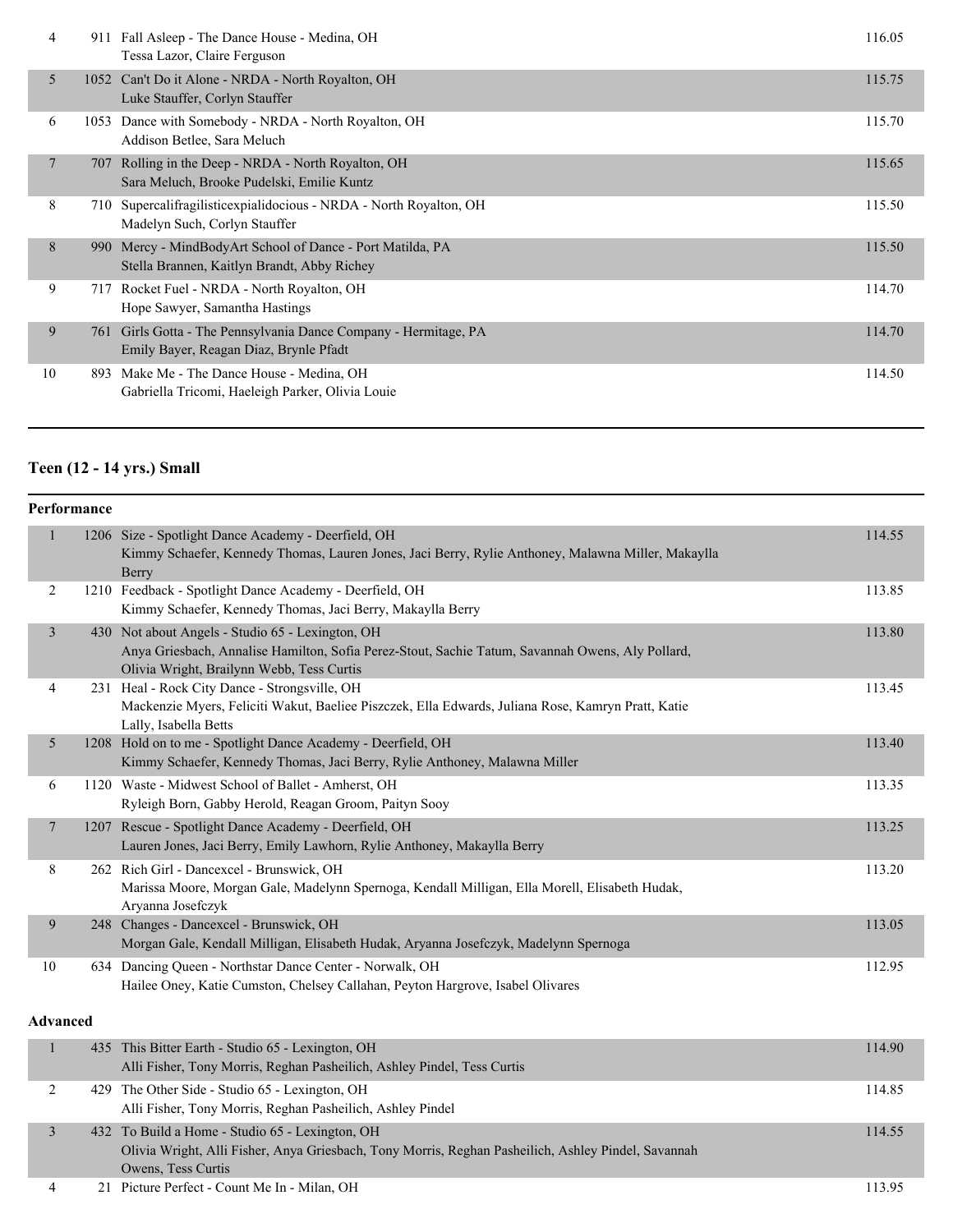| Place | No. | Routine / Studio / Dancers | Score |
|---|---|---|---|
| 4 | 911 | Fall Asleep - The Dance House - Medina, OH<br>Tessa Lazor, Claire Ferguson | 116.05 |
| 5 | 1052 | Can't Do it Alone - NRDA - North Royalton, OH<br>Luke Stauffer, Corlyn Stauffer | 115.75 |
| 6 | 1053 | Dance with Somebody - NRDA - North Royalton, OH<br>Addison Betlee, Sara Meluch | 115.70 |
| 7 | 707 | Rolling in the Deep - NRDA - North Royalton, OH<br>Sara Meluch, Brooke Pudelski, Emilie Kuntz | 115.65 |
| 8 | 710 | Supercalifragilisticexpialidocious - NRDA - North Royalton, OH<br>Madelyn Such, Corlyn Stauffer | 115.50 |
| 8 | 990 | Mercy - MindBodyArt School of Dance - Port Matilda, PA<br>Stella Brannen, Kaitlyn Brandt, Abby Richey | 115.50 |
| 9 | 717 | Rocket Fuel - NRDA - North Royalton, OH<br>Hope Sawyer, Samantha Hastings | 114.70 |
| 9 | 761 | Girls Gotta - The Pennsylvania Dance Company - Hermitage, PA<br>Emily Bayer, Reagan Diaz, Brynle Pfadt | 114.70 |
| 10 | 893 | Make Me - The Dance House - Medina, OH<br>Gabriella Tricomi, Haeleigh Parker, Olivia Louie | 114.50 |

## Teen (12 - 14 yrs.) Small

### Performance

| Place | No. | Routine / Studio / Dancers | Score |
|---|---|---|---|
| 1 | 1206 | Size - Spotlight Dance Academy - Deerfield, OH<br>Kimmy Schaefer, Kennedy Thomas, Lauren Jones, Jaci Berry, Rylie Anthoney, Malawna Miller, Makaylla Berry | 114.55 |
| 2 | 1210 | Feedback - Spotlight Dance Academy - Deerfield, OH<br>Kimmy Schaefer, Kennedy Thomas, Jaci Berry, Makaylla Berry | 113.85 |
| 3 | 430 | Not about Angels - Studio 65 - Lexington, OH<br>Anya Griesbach, Annalise Hamilton, Sofia Perez-Stout, Sachie Tatum, Savannah Owens, Aly Pollard, Olivia Wright, Brailynn Webb, Tess Curtis | 113.80 |
| 4 | 231 | Heal - Rock City Dance - Strongsville, OH<br>Mackenzie Myers, Feliciti Wakut, Baeliee Piszczek, Ella Edwards, Juliana Rose, Kamryn Pratt, Katie Lally, Isabella Betts | 113.45 |
| 5 | 1208 | Hold on to me - Spotlight Dance Academy - Deerfield, OH<br>Kimmy Schaefer, Kennedy Thomas, Jaci Berry, Rylie Anthoney, Malawna Miller | 113.40 |
| 6 | 1120 | Waste - Midwest School of Ballet - Amherst, OH<br>Ryleigh Born, Gabby Herold, Reagan Groom, Paityn Sooy | 113.35 |
| 7 | 1207 | Rescue - Spotlight Dance Academy - Deerfield, OH<br>Lauren Jones, Jaci Berry, Emily Lawhorn, Rylie Anthoney, Makaylla Berry | 113.25 |
| 8 | 262 | Rich Girl - Dancexcel - Brunswick, OH<br>Marissa Moore, Morgan Gale, Madelynn Spernoga, Kendall Milligan, Ella Morell, Elisabeth Hudak, Aryanna Josefczyk | 113.20 |
| 9 | 248 | Changes - Dancexcel - Brunswick, OH<br>Morgan Gale, Kendall Milligan, Elisabeth Hudak, Aryanna Josefczyk, Madelynn Spernoga | 113.05 |
| 10 | 634 | Dancing Queen - Northstar Dance Center - Norwalk, OH<br>Hailee Oney, Katie Cumston, Chelsey Callahan, Peyton Hargrove, Isabel Olivares | 112.95 |

### Advanced

| Place | No. | Routine / Studio / Dancers | Score |
|---|---|---|---|
| 1 | 435 | This Bitter Earth - Studio 65 - Lexington, OH<br>Alli Fisher, Tony Morris, Reghan Pasheilich, Ashley Pindel, Tess Curtis | 114.90 |
| 2 | 429 | The Other Side - Studio 65 - Lexington, OH<br>Alli Fisher, Tony Morris, Reghan Pasheilich, Ashley Pindel | 114.85 |
| 3 | 432 | To Build a Home - Studio 65 - Lexington, OH<br>Olivia Wright, Alli Fisher, Anya Griesbach, Tony Morris, Reghan Pasheilich, Ashley Pindel, Savannah Owens, Tess Curtis | 114.55 |
| 4 | 21 | Picture Perfect - Count Me In - Milan, OH | 113.95 |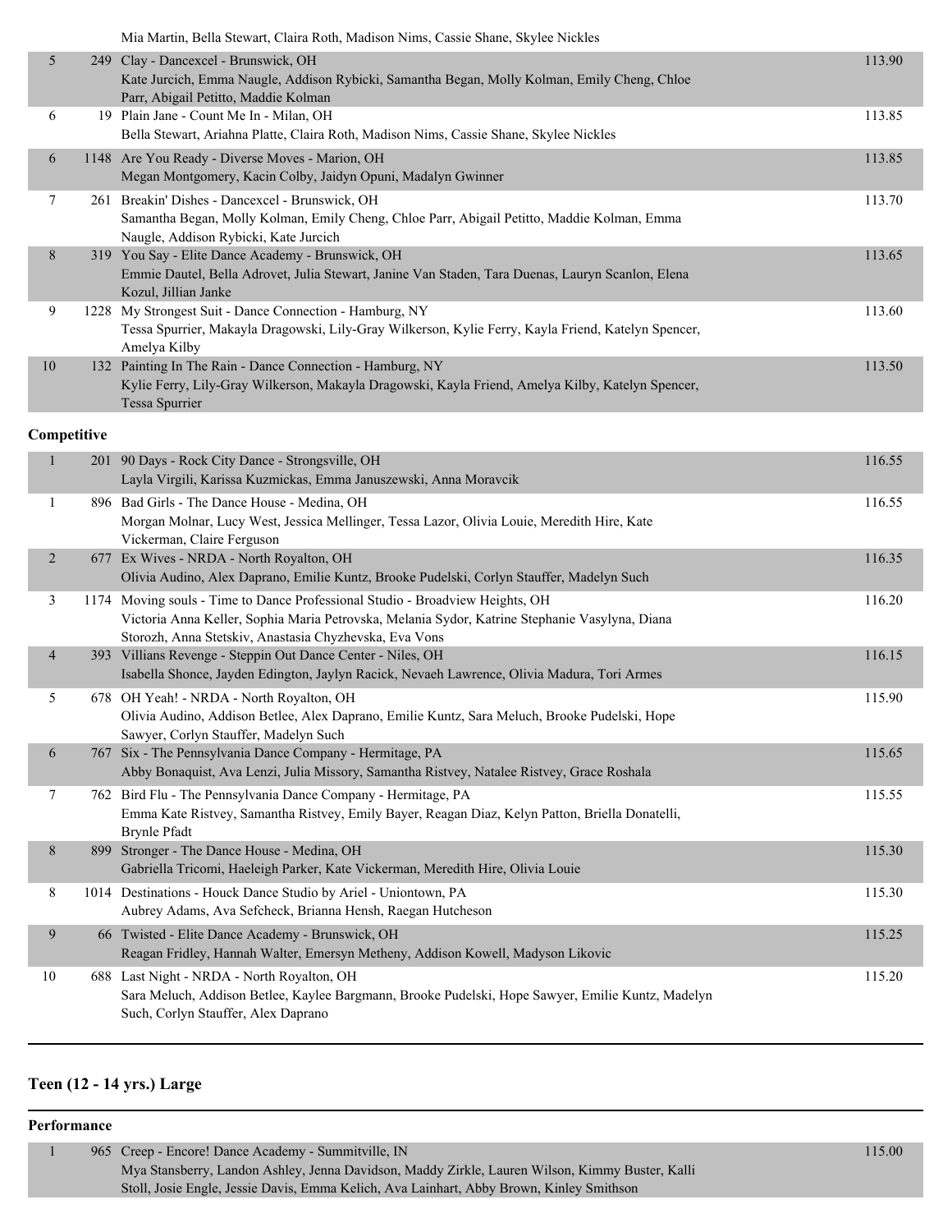| | | | |
|---|---|---|---|
| | | Mia Martin, Bella Stewart, Claira Roth, Madison Nims, Cassie Shane, Skylee Nickles | |
| 5 | 249 | Clay - Dancexcel - Brunswick, OH<br>Kate Jurcich, Emma Naugle, Addison Rybicki, Samantha Began, Molly Kolman, Emily Cheng, Chloe Parr, Abigail Petitto, Maddie Kolman | 113.90 |
| 6 | 19 | Plain Jane - Count Me In - Milan, OH<br>Bella Stewart, Ariahna Platte, Claira Roth, Madison Nims, Cassie Shane, Skylee Nickles | 113.85 |
| 6 | 1148 | Are You Ready - Diverse Moves - Marion, OH<br>Megan Montgomery, Kacin Colby, Jaidyn Opuni, Madalyn Gwinner | 113.85 |
| 7 | 261 | Breakin' Dishes - Dancexcel - Brunswick, OH<br>Samantha Began, Molly Kolman, Emily Cheng, Chloe Parr, Abigail Petitto, Maddie Kolman, Emma Naugle, Addison Rybicki, Kate Jurcich | 113.70 |
| 8 | 319 | You Say - Elite Dance Academy - Brunswick, OH<br>Emmie Dautel, Bella Adrovet, Julia Stewart, Janine Van Staden, Tara Duenas, Lauryn Scanlon, Elena Kozul, Jillian Janke | 113.65 |
| 9 | 1228 | My Strongest Suit - Dance Connection - Hamburg, NY<br>Tessa Spurrier, Makayla Dragowski, Lily-Gray Wilkerson, Kylie Ferry, Kayla Friend, Katelyn Spencer, Amelya Kilby | 113.60 |
| 10 | 132 | Painting In The Rain - Dance Connection - Hamburg, NY<br>Kylie Ferry, Lily-Gray Wilkerson, Makayla Dragowski, Kayla Friend, Amelya Kilby, Katelyn Spencer, Tessa Spurrier | 113.50 |

**Competitive**

| | | | |
|---|---|---|---|
| 1 | 201 | 90 Days - Rock City Dance - Strongsville, OH<br>Layla Virgili, Karissa Kuzmickas, Emma Januszewski, Anna Moravcik | 116.55 |
| 1 | 896 | Bad Girls - The Dance House - Medina, OH<br>Morgan Molnar, Lucy West, Jessica Mellinger, Tessa Lazor, Olivia Louie, Meredith Hire, Kate Vickerman, Claire Ferguson | 116.55 |
| 2 | 677 | Ex Wives - NRDA - North Royalton, OH<br>Olivia Audino, Alex Daprano, Emilie Kuntz, Brooke Pudelski, Corlyn Stauffer, Madelyn Such | 116.35 |
| 3 | 1174 | Moving souls - Time to Dance Professional Studio - Broadview Heights, OH<br>Victoria Anna Keller, Sophia Maria Petrovska, Melania Sydor, Katrine Stephanie Vasylyna, Diana Storozh, Anna Stetskiv, Anastasia Chyzhevska, Eva Vons | 116.20 |
| 4 | 393 | Villians Revenge - Steppin Out Dance Center - Niles, OH<br>Isabella Shonce, Jayden Edington, Jaylyn Racick, Nevaeh Lawrence, Olivia Madura, Tori Armes | 116.15 |
| 5 | 678 | OH Yeah! - NRDA - North Royalton, OH<br>Olivia Audino, Addison Betlee, Alex Daprano, Emilie Kuntz, Sara Meluch, Brooke Pudelski, Hope Sawyer, Corlyn Stauffer, Madelyn Such | 115.90 |
| 6 | 767 | Six - The Pennsylvania Dance Company - Hermitage, PA<br>Abby Bonaquist, Ava Lenzi, Julia Missory, Samantha Ristvey, Natalee Ristvey, Grace Roshala | 115.65 |
| 7 | 762 | Bird Flu - The Pennsylvania Dance Company - Hermitage, PA<br>Emma Kate Ristvey, Samantha Ristvey, Emily Bayer, Reagan Diaz, Kelyn Patton, Briella Donatelli, Brynle Pfadt | 115.55 |
| 8 | 899 | Stronger - The Dance House - Medina, OH<br>Gabriella Tricomi, Haeleigh Parker, Kate Vickerman, Meredith Hire, Olivia Louie | 115.30 |
| 8 | 1014 | Destinations - Houck Dance Studio by Ariel - Uniontown, PA<br>Aubrey Adams, Ava Sefcheck, Brianna Hensh, Raegan Hutcheson | 115.30 |
| 9 | 66 | Twisted - Elite Dance Academy - Brunswick, OH<br>Reagan Fridley, Hannah Walter, Emersyn Metheny, Addison Kowell, Madyson Likovic | 115.25 |
| 10 | 688 | Last Night - NRDA - North Royalton, OH<br>Sara Meluch, Addison Betlee, Kaylee Bargmann, Brooke Pudelski, Hope Sawyer, Emilie Kuntz, Madelyn Such, Corlyn Stauffer, Alex Daprano | 115.20 |

## Teen (12 - 14 yrs.) Large

**Performance**

| | | | |
|---|---|---|---|
| 1 | 965 | Creep - Encore! Dance Academy - Summitville, IN<br>Mya Stansberry, Landon Ashley, Jenna Davidson, Maddy Zirkle, Lauren Wilson, Kimmy Buster, Kalli Stoll, Josie Engle, Jessie Davis, Emma Kelich, Ava Lainhart, Abby Brown, Kinley Smithson | 115.00 |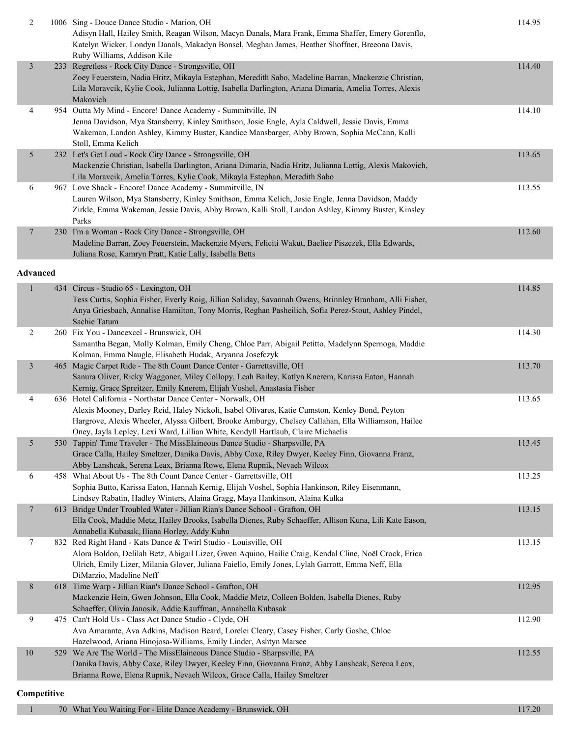| Place | No. | Routine / Studio / Dancers | Score |
|---|---|---|---|
| 2 | 1006 | Sing - Douce Dance Studio - Marion, OH<br>Adisyn Hall, Hailey Smith, Reagan Wilson, Macyn Danals, Mara Frank, Emma Shaffer, Emery Gorenflo, Katelyn Wicker, Londyn Danals, Makadyn Bonsel, Meghan James, Heather Shoffner, Breeona Davis, Ruby Williams, Addison Kile | 114.95 |
| 3 | 233 | Regretless - Rock City Dance - Strongsville, OH<br>Zoey Feuerstein, Nadia Hritz, Mikayla Estephan, Meredith Sabo, Madeline Barran, Mackenzie Christian, Lila Moravcik, Kylie Cook, Julianna Lottig, Isabella Darlington, Ariana Dimaria, Amelia Torres, Alexis Makovich | 114.40 |
| 4 | 954 | Outta My Mind - Encore! Dance Academy - Summitville, IN<br>Jenna Davidson, Mya Stansberry, Kinley Smithson, Josie Engle, Ayla Caldwell, Jessie Davis, Emma Wakeman, Landon Ashley, Kimmy Buster, Kandice Mansbarger, Abby Brown, Sophia McCann, Kalli Stoll, Emma Kelich | 114.10 |
| 5 | 232 | Let's Get Loud - Rock City Dance - Strongsville, OH<br>Mackenzie Christian, Isabella Darlington, Ariana Dimaria, Nadia Hritz, Julianna Lottig, Alexis Makovich, Lila Moravcik, Amelia Torres, Kylie Cook, Mikayla Estephan, Meredith Sabo | 113.65 |
| 6 | 967 | Love Shack - Encore! Dance Academy - Summitville, IN<br>Lauren Wilson, Mya Stansberry, Kinley Smithson, Emma Kelich, Josie Engle, Jenna Davidson, Maddy Zirkle, Emma Wakeman, Jessie Davis, Abby Brown, Kalli Stoll, Landon Ashley, Kimmy Buster, Kinsley Parks | 113.55 |
| 7 | 230 | I'm a Woman - Rock City Dance - Strongsville, OH<br>Madeline Barran, Zoey Feuerstein, Mackenzie Myers, Feliciti Wakut, Baeliee Piszczek, Ella Edwards, Juliana Rose, Kamryn Pratt, Katie Lally, Isabella Betts | 112.60 |

**Advanced**

| Place | No. | Routine / Studio / Dancers | Score |
|---|---|---|---|
| 1 | 434 | Circus - Studio 65 - Lexington, OH<br>Tess Curtis, Sophia Fisher, Everly Roig, Jillian Soliday, Savannah Owens, Brinnley Branham, Alli Fisher, Anya Griesbach, Annalise Hamilton, Tony Morris, Reghan Pasheilich, Sofia Perez-Stout, Ashley Pindel, Sachie Tatum | 114.85 |
| 2 | 260 | Fix You - Dancexcel - Brunswick, OH<br>Samantha Began, Molly Kolman, Emily Cheng, Chloe Parr, Abigail Petitto, Madelynn Spernoga, Maddie Kolman, Emma Naugle, Elisabeth Hudak, Aryanna Josefczyk | 114.30 |
| 3 | 465 | Magic Carpet Ride - The 8th Count Dance Center - Garrettsville, OH<br>Sanura Oliver, Ricky Waggoner, Miley Collopy, Leah Bailey, Katlyn Knerem, Karissa Eaton, Hannah Kernig, Grace Spreitzer, Emily Knerem, Elijah Voshel, Anastasia Fisher | 113.70 |
| 4 | 636 | Hotel California - Northstar Dance Center - Norwalk, OH<br>Alexis Mooney, Darley Reid, Haley Nickoli, Isabel Olivares, Katie Cumston, Kenley Bond, Peyton Hargrove, Alexis Wheeler, Alyssa Gilbert, Brooke Amburgy, Chelsey Callahan, Ella Williamson, Hailee Oney, Jayla Lepley, Lexi Ward, Lillian White, Kendyll Hartlaub, Claire Michaelis | 113.65 |
| 5 | 530 | Tappin' Time Traveler - The MissElaineous Dance Studio - Sharpsville, PA<br>Grace Calla, Hailey Smeltzer, Danika Davis, Abby Coxe, Riley Dwyer, Keeley Finn, Giovanna Franz, Abby Lanshcak, Serena Leax, Brianna Rowe, Elena Rupnik, Nevaeh Wilcox | 113.45 |
| 6 | 458 | What About Us - The 8th Count Dance Center - Garrettsville, OH<br>Sophia Butto, Karissa Eaton, Hannah Kernig, Elijah Voshel, Sophia Hankinson, Riley Eisenmann, Lindsey Rabatin, Hadley Winters, Alaina Gragg, Maya Hankinson, Alaina Kulka | 113.25 |
| 7 | 613 | Bridge Under Troubled Water - Jillian Rian's Dance School - Grafton, OH<br>Ella Cook, Maddie Metz, Hailey Brooks, Isabella Dienes, Ruby Schaeffer, Allison Kuna, Lili Kate Eason, Annabella Kubasak, Iliana Horley, Addy Kuhn | 113.15 |
| 7 | 832 | Red Right Hand - Kats Dance & Twirl Studio - Louisville, OH<br>Alora Boldon, Delilah Betz, Abigail Lizer, Gwen Aquino, Hailie Craig, Kendal Cline, Noël Crock, Erica Ulrich, Emily Lizer, Milania Glover, Juliana Faiello, Emily Jones, Lylah Garrott, Emma Neff, Ella DiMarzio, Madeline Neff | 113.15 |
| 8 | 618 | Time Warp - Jillian Rian's Dance School - Grafton, OH<br>Mackenzie Hein, Gwen Johnson, Ella Cook, Maddie Metz, Colleen Bolden, Isabella Dienes, Ruby Schaeffer, Olivia Janosik, Addie Kauffman, Annabella Kubasak | 112.95 |
| 9 | 475 | Can't Hold Us - Class Act Dance Studio - Clyde, OH<br>Ava Amarante, Ava Adkins, Madison Beard, Lorelei Cleary, Casey Fisher, Carly Goshe, Chloe Hazelwood, Ariana Hinojosa-Williams, Emily Linder, Ashtyn Marsee | 112.90 |
| 10 | 529 | We Are The World - The MissElaineous Dance Studio - Sharpsville, PA<br>Danika Davis, Abby Coxe, Riley Dwyer, Keeley Finn, Giovanna Franz, Abby Lanshcak, Serena Leax, Brianna Rowe, Elena Rupnik, Nevaeh Wilcox, Grace Calla, Hailey Smeltzer | 112.55 |

**Competitive**

| Place | No. | Routine / Studio / Dancers | Score |
|---|---|---|---|
| 1 | 70 | What You Waiting For - Elite Dance Academy - Brunswick, OH | 117.20 |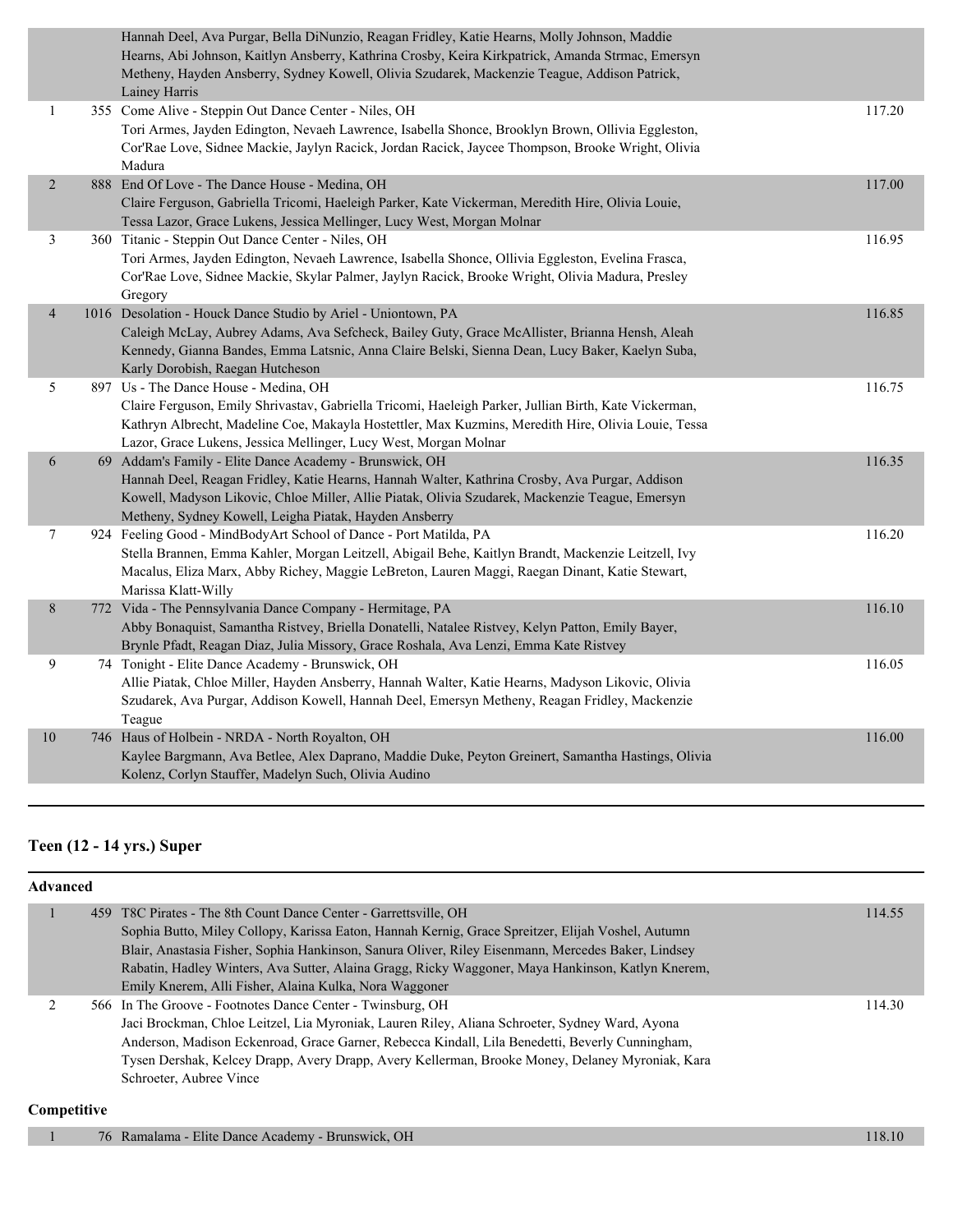| | | | |
|---|---|---|---|
| | | Hannah Deel, Ava Purgar, Bella DiNunzio, Reagan Fridley, Katie Hearns, Molly Johnson, Maddie Hearns, Abi Johnson, Kaitlyn Ansberry, Kathrina Crosby, Keira Kirkpatrick, Amanda Strmac, Emersyn Metheny, Hayden Ansberry, Sydney Kowell, Olivia Szudarek, Mackenzie Teague, Addison Patrick, Lainey Harris | |
| 1 | 355 | Come Alive - Steppin Out Dance Center - Niles, OH<br>Tori Armes, Jayden Edington, Nevaeh Lawrence, Isabella Shonce, Brooklyn Brown, Ollivia Eggleston, Cor'Rae Love, Sidnee Mackie, Jaylyn Racick, Jordan Racick, Jaycee Thompson, Brooke Wright, Olivia Madura | 117.20 |
| 2 | 888 | End Of Love - The Dance House - Medina, OH<br>Claire Ferguson, Gabriella Tricomi, Haeleigh Parker, Kate Vickerman, Meredith Hire, Olivia Louie, Tessa Lazor, Grace Lukens, Jessica Mellinger, Lucy West, Morgan Molnar | 117.00 |
| 3 | 360 | Titanic - Steppin Out Dance Center - Niles, OH<br>Tori Armes, Jayden Edington, Nevaeh Lawrence, Isabella Shonce, Ollivia Eggleston, Evelina Frasca, Cor'Rae Love, Sidnee Mackie, Skylar Palmer, Jaylyn Racick, Brooke Wright, Olivia Madura, Presley Gregory | 116.95 |
| 4 | 1016 | Desolation - Houck Dance Studio by Ariel - Uniontown, PA<br>Caleigh McLay, Aubrey Adams, Ava Sefcheck, Bailey Guty, Grace McAllister, Brianna Hensh, Aleah Kennedy, Gianna Bandes, Emma Latsnic, Anna Claire Belski, Sienna Dean, Lucy Baker, Kaelyn Suba, Karly Dorobish, Raegan Hutcheson | 116.85 |
| 5 | 897 | Us - The Dance House - Medina, OH<br>Claire Ferguson, Emily Shrivastav, Gabriella Tricomi, Haeleigh Parker, Jullian Birth, Kate Vickerman, Kathryn Albrecht, Madeline Coe, Makayla Hostettler, Max Kuzmins, Meredith Hire, Olivia Louie, Tessa Lazor, Grace Lukens, Jessica Mellinger, Lucy West, Morgan Molnar | 116.75 |
| 6 | 69 | Addam's Family - Elite Dance Academy - Brunswick, OH<br>Hannah Deel, Reagan Fridley, Katie Hearns, Hannah Walter, Kathrina Crosby, Ava Purgar, Addison Kowell, Madyson Likovic, Chloe Miller, Allie Piatak, Olivia Szudarek, Mackenzie Teague, Emersyn Metheny, Sydney Kowell, Leigha Piatak, Hayden Ansberry | 116.35 |
| 7 | 924 | Feeling Good - MindBodyArt School of Dance - Port Matilda, PA<br>Stella Brannen, Emma Kahler, Morgan Leitzell, Abigail Behe, Kaitlyn Brandt, Mackenzie Leitzell, Ivy Macalus, Eliza Marx, Abby Richey, Maggie LeBreton, Lauren Maggi, Raegan Dinant, Katie Stewart, Marissa Klatt-Willy | 116.20 |
| 8 | 772 | Vida - The Pennsylvania Dance Company - Hermitage, PA<br>Abby Bonaquist, Samantha Ristvey, Briella Donatelli, Natalee Ristvey, Kelyn Patton, Emily Bayer, Brynle Pfadt, Reagan Diaz, Julia Missory, Grace Roshala, Ava Lenzi, Emma Kate Ristvey | 116.10 |
| 9 | 74 | Tonight - Elite Dance Academy - Brunswick, OH<br>Allie Piatak, Chloe Miller, Hayden Ansberry, Hannah Walter, Katie Hearns, Madyson Likovic, Olivia Szudarek, Ava Purgar, Addison Kowell, Hannah Deel, Emersyn Metheny, Reagan Fridley, Mackenzie Teague | 116.05 |
| 10 | 746 | Haus of Holbein - NRDA - North Royalton, OH<br>Kaylee Bargmann, Ava Betlee, Alex Daprano, Maddie Duke, Peyton Greinert, Samantha Hastings, Olivia Kolenz, Corlyn Stauffer, Madelyn Such, Olivia Audino | 116.00 |

## Teen (12 - 14 yrs.) Super

### Advanced

| | | | |
|---|---|---|---|
| 1 | 459 | T8C Pirates - The 8th Count Dance Center - Garrettsville, OH<br>Sophia Butto, Miley Collopy, Karissa Eaton, Hannah Kernig, Grace Spreitzer, Elijah Voshel, Autumn Blair, Anastasia Fisher, Sophia Hankinson, Sanura Oliver, Riley Eisenmann, Mercedes Baker, Lindsey Rabatin, Hadley Winters, Ava Sutter, Alaina Gragg, Ricky Waggoner, Maya Hankinson, Katlyn Knerem, Emily Knerem, Alli Fisher, Alaina Kulka, Nora Waggoner | 114.55 |
| 2 | 566 | In The Groove - Footnotes Dance Center - Twinsburg, OH<br>Jaci Brockman, Chloe Leitzel, Lia Myroniak, Lauren Riley, Aliana Schroeter, Sydney Ward, Ayona Anderson, Madison Eckenroad, Grace Garner, Rebecca Kindall, Lila Benedetti, Beverly Cunningham, Tysen Dershak, Kelcey Drapp, Avery Drapp, Avery Kellerman, Brooke Money, Delaney Myroniak, Kara Schroeter, Aubree Vince | 114.30 |

### Competitive

| | | | |
|---|---|---|---|
| 1 | 76 | Ramalama - Elite Dance Academy - Brunswick, OH | 118.10 |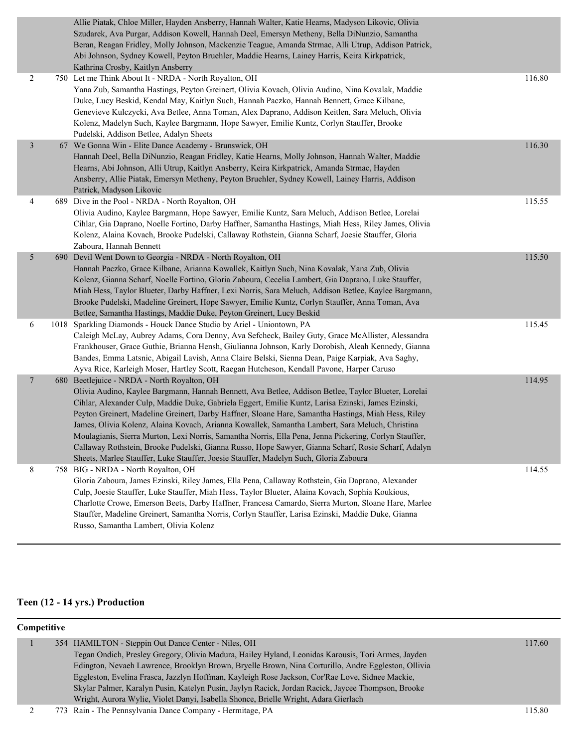| Place | No. | Entry | Score |
|---|---|---|---|
| | | Allie Piatak, Chloe Miller, Hayden Ansberry, Hannah Walter, Katie Hearns, Madyson Likovic, Olivia Szudarek, Ava Purgar, Addison Kowell, Hannah Deel, Emersyn Metheny, Bella DiNunzio, Samantha Beran, Reagan Fridley, Molly Johnson, Mackenzie Teague, Amanda Strmac, Alli Utrup, Addison Patrick, Abi Johnson, Sydney Kowell, Peyton Bruehler, Maddie Hearns, Lainey Harris, Keira Kirkpatrick, Kathrina Crosby, Kaitlyn Ansberry | |
| 2 | 750 | Let me Think About It - NRDA - North Royalton, OH<br>Yana Zub, Samantha Hastings, Peyton Greinert, Olivia Kovach, Olivia Audino, Nina Kovalak, Maddie Duke, Lucy Beskid, Kendal May, Kaitlyn Such, Hannah Paczko, Hannah Bennett, Grace Kilbane, Genevieve Kulczycki, Ava Betlee, Anna Toman, Alex Daprano, Addison Keitlen, Sara Meluch, Olivia Kolenz, Madelyn Such, Kaylee Bargmann, Hope Sawyer, Emilie Kuntz, Corlyn Stauffer, Brooke Pudelski, Addison Betlee, Adalyn Sheets | 116.80 |
| 3 | 67 | We Gonna Win - Elite Dance Academy - Brunswick, OH<br>Hannah Deel, Bella DiNunzio, Reagan Fridley, Katie Hearns, Molly Johnson, Hannah Walter, Maddie Hearns, Abi Johnson, Alli Utrup, Kaitlyn Ansberry, Keira Kirkpatrick, Amanda Strmac, Hayden Ansberry, Allie Piatak, Emersyn Metheny, Peyton Bruehler, Sydney Kowell, Lainey Harris, Addison Patrick, Madyson Likovic | 116.30 |
| 4 | 689 | Dive in the Pool - NRDA - North Royalton, OH<br>Olivia Audino, Kaylee Bargmann, Hope Sawyer, Emilie Kuntz, Sara Meluch, Addison Betlee, Lorelai Cihlar, Gia Daprano, Noelle Fortino, Darby Haffner, Samantha Hastings, Miah Hess, Riley James, Olivia Kolenz, Alaina Kovach, Brooke Pudelski, Callaway Rothstein, Gianna Scharf, Joesie Stauffer, Gloria Zaboura, Hannah Bennett | 115.55 |
| 5 | 690 | Devil Went Down to Georgia - NRDA - North Royalton, OH<br>Hannah Paczko, Grace Kilbane, Arianna Kowallek, Kaitlyn Such, Nina Kovalak, Yana Zub, Olivia Kolenz, Gianna Scharf, Noelle Fortino, Gloria Zaboura, Cecelia Lambert, Gia Daprano, Luke Stauffer, Miah Hess, Taylor Blueter, Darby Haffner, Lexi Norris, Sara Meluch, Addison Betlee, Kaylee Bargmann, Brooke Pudelski, Madeline Greinert, Hope Sawyer, Emilie Kuntz, Corlyn Stauffer, Anna Toman, Ava Betlee, Samantha Hastings, Maddie Duke, Peyton Greinert, Lucy Beskid | 115.50 |
| 6 | 1018 | Sparkling Diamonds - Houck Dance Studio by Ariel - Uniontown, PA<br>Caleigh McLay, Aubrey Adams, Cora Denny, Ava Sefcheck, Bailey Guty, Grace McAllister, Alessandra Frankhouser, Grace Guthie, Brianna Hensh, Giulianna Johnson, Karly Dorobish, Aleah Kennedy, Gianna Bandes, Emma Latsnic, Abigail Lavish, Anna Claire Belski, Sienna Dean, Paige Karpiak, Ava Saghy, Ayva Rice, Karleigh Moser, Hartley Scott, Raegan Hutcheson, Kendall Pavone, Harper Caruso | 115.45 |
| 7 | 680 | Beetlejuice - NRDA - North Royalton, OH<br>Olivia Audino, Kaylee Bargmann, Hannah Bennett, Ava Betlee, Addison Betlee, Taylor Blueter, Lorelai Cihlar, Alexander Culp, Maddie Duke, Gabriela Eggert, Emilie Kuntz, Larisa Ezinski, James Ezinski, Peyton Greinert, Madeline Greinert, Darby Haffner, Sloane Hare, Samantha Hastings, Miah Hess, Riley James, Olivia Kolenz, Alaina Kovach, Arianna Kowallek, Samantha Lambert, Sara Meluch, Christina Moulagianis, Sierra Murton, Lexi Norris, Samantha Norris, Ella Pena, Jenna Pickering, Corlyn Stauffer, Callaway Rothstein, Brooke Pudelski, Gianna Russo, Hope Sawyer, Gianna Scharf, Rosie Scharf, Adalyn Sheets, Marlee Stauffer, Luke Stauffer, Joesie Stauffer, Madelyn Such, Gloria Zaboura | 114.95 |
| 8 | 758 | BIG - NRDA - North Royalton, OH<br>Gloria Zaboura, James Ezinski, Riley James, Ella Pena, Callaway Rothstein, Gia Daprano, Alexander Culp, Joesie Stauffer, Luke Stauffer, Miah Hess, Taylor Blueter, Alaina Kovach, Sophia Koukious, Charlotte Crowe, Emerson Beets, Darby Haffner, Francesa Camardo, Sierra Murton, Sloane Hare, Marlee Stauffer, Madeline Greinert, Samantha Norris, Corlyn Stauffer, Larisa Ezinski, Maddie Duke, Gianna Russo, Samantha Lambert, Olivia Kolenz | 114.55 |

## Teen (12 - 14 yrs.) Production

**Competitive**

| Place | No. | Entry | Score |
|---|---|---|---|
| 1 | 354 | HAMILTON - Steppin Out Dance Center - Niles, OH<br>Tegan Ondich, Presley Gregory, Olivia Madura, Hailey Hyland, Leonidas Karousis, Tori Armes, Jayden Edington, Nevaeh Lawrence, Brooklyn Brown, Bryelle Brown, Nina Corturillo, Andre Eggleston, Ollivia Eggleston, Evelina Frasca, Jazzlyn Hoffman, Kayleigh Rose Jackson, Cor'Rae Love, Sidnee Mackie, Skylar Palmer, Karalyn Pusin, Katelyn Pusin, Jaylyn Racick, Jordan Racick, Jaycee Thompson, Brooke Wright, Aurora Wylie, Violet Danyi, Isabella Shonce, Brielle Wright, Adara Gierlach | 117.60 |
| 2 | 773 | Rain - The Pennsylvania Dance Company - Hermitage, PA | 115.80 |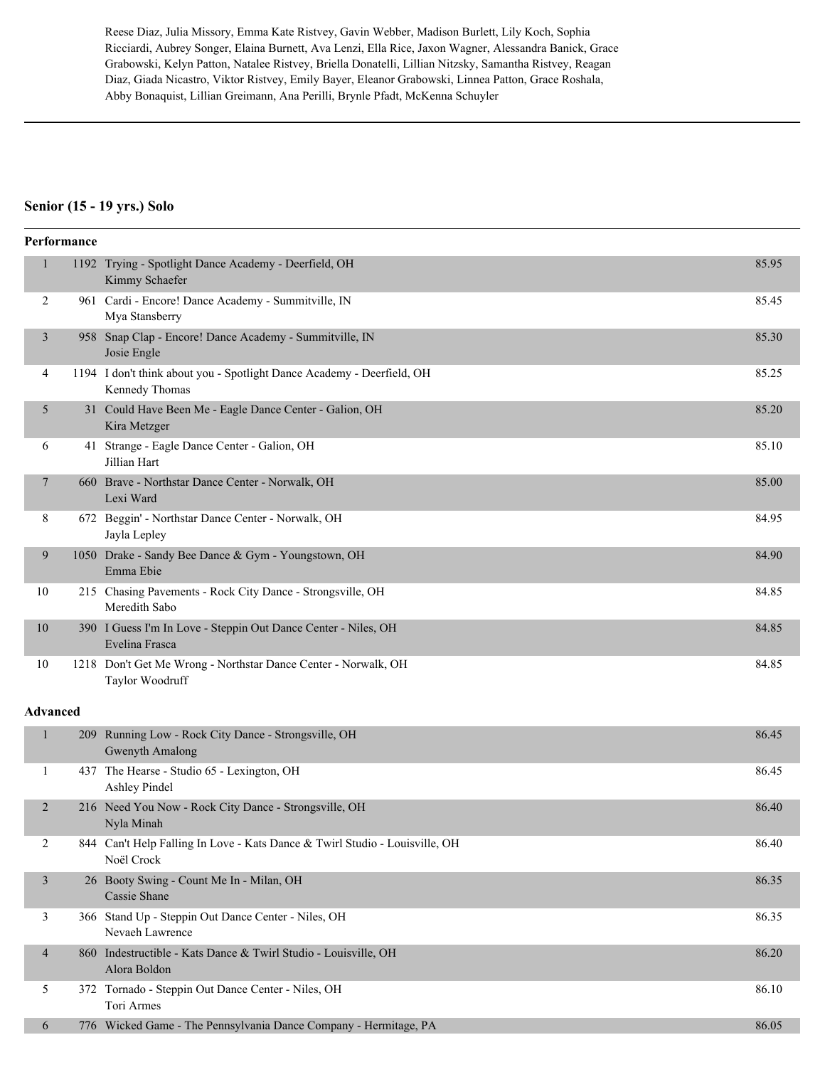Reese Diaz, Julia Missory, Emma Kate Ristvey, Gavin Webber, Madison Burlett, Lily Koch, Sophia Ricciardi, Aubrey Songer, Elaina Burnett, Ava Lenzi, Ella Rice, Jaxon Wagner, Alessandra Banick, Grace Grabowski, Kelyn Patton, Natalee Ristvey, Briella Donatelli, Lillian Nitzsky, Samantha Ristvey, Reagan Diaz, Giada Nicastro, Viktor Ristvey, Emily Bayer, Eleanor Grabowski, Linnea Patton, Grace Roshala, Abby Bonaquist, Lillian Greimann, Ana Perilli, Brynle Pfadt, McKenna Schuyler

---

## Senior (15 - 19 yrs.) Solo

### Performance

| Place | No. | Routine | Score |
|---|---|---|---|
| 1 | 1192 | Trying - Spotlight Dance Academy - Deerfield, OH<br>Kimmy Schaefer | 85.95 |
| 2 | 961 | Cardi - Encore! Dance Academy - Summitville, IN<br>Mya Stansberry | 85.45 |
| 3 | 958 | Snap Clap - Encore! Dance Academy - Summitville, IN<br>Josie Engle | 85.30 |
| 4 | 1194 | I don't think about you - Spotlight Dance Academy - Deerfield, OH<br>Kennedy Thomas | 85.25 |
| 5 | 31 | Could Have Been Me - Eagle Dance Center - Galion, OH<br>Kira Metzger | 85.20 |
| 6 | 41 | Strange - Eagle Dance Center - Galion, OH<br>Jillian Hart | 85.10 |
| 7 | 660 | Brave - Northstar Dance Center - Norwalk, OH<br>Lexi Ward | 85.00 |
| 8 | 672 | Beggin' - Northstar Dance Center - Norwalk, OH<br>Jayla Lepley | 84.95 |
| 9 | 1050 | Drake - Sandy Bee Dance & Gym - Youngstown, OH<br>Emma Ebie | 84.90 |
| 10 | 215 | Chasing Pavements - Rock City Dance - Strongsville, OH<br>Meredith Sabo | 84.85 |
| 10 | 390 | I Guess I'm In Love - Steppin Out Dance Center - Niles, OH<br>Evelina Frasca | 84.85 |
| 10 | 1218 | Don't Get Me Wrong - Northstar Dance Center - Norwalk, OH<br>Taylor Woodruff | 84.85 |

### Advanced

| Place | No. | Routine | Score |
|---|---|---|---|
| 1 | 209 | Running Low - Rock City Dance - Strongsville, OH<br>Gwenyth Amalong | 86.45 |
| 1 | 437 | The Hearse - Studio 65 - Lexington, OH<br>Ashley Pindel | 86.45 |
| 2 | 216 | Need You Now - Rock City Dance - Strongsville, OH<br>Nyla Minah | 86.40 |
| 2 | 844 | Can't Help Falling In Love - Kats Dance & Twirl Studio - Louisville, OH<br>Noël Crock | 86.40 |
| 3 | 26 | Booty Swing - Count Me In - Milan, OH<br>Cassie Shane | 86.35 |
| 3 | 366 | Stand Up - Steppin Out Dance Center - Niles, OH<br>Nevaeh Lawrence | 86.35 |
| 4 | 860 | Indestructible - Kats Dance & Twirl Studio - Louisville, OH<br>Alora Boldon | 86.20 |
| 5 | 372 | Tornado - Steppin Out Dance Center - Niles, OH<br>Tori Armes | 86.10 |
| 6 | 776 | Wicked Game - The Pennsylvania Dance Company - Hermitage, PA | 86.05 |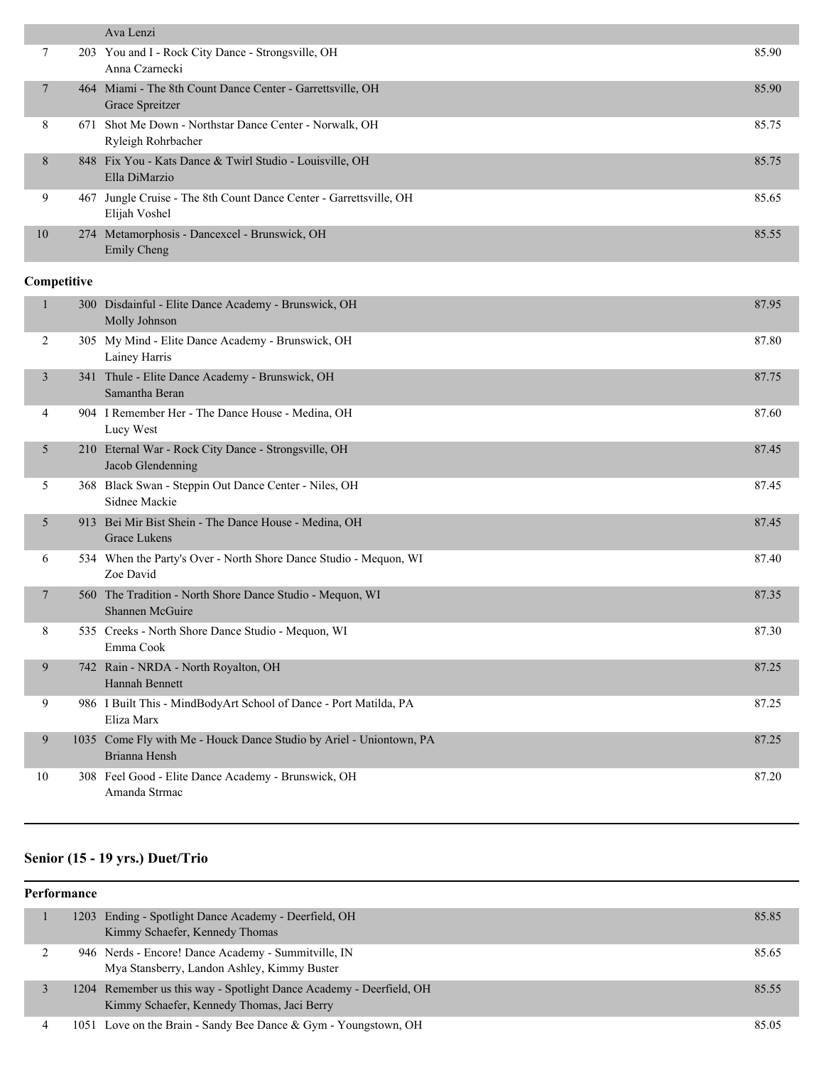| | | | |
|---|---|---|---|
| | | Ava Lenzi | |
| 7 | 203 | You and I - Rock City Dance - Strongsville, OH<br>Anna Czarnecki | 85.90 |
| 7 | 464 | Miami - The 8th Count Dance Center - Garrettsville, OH<br>Grace Spreitzer | 85.90 |
| 8 | 671 | Shot Me Down - Northstar Dance Center - Norwalk, OH<br>Ryleigh Rohrbacher | 85.75 |
| 8 | 848 | Fix You - Kats Dance & Twirl Studio - Louisville, OH<br>Ella DiMarzio | 85.75 |
| 9 | 467 | Jungle Cruise - The 8th Count Dance Center - Garrettsville, OH<br>Elijah Voshel | 85.65 |
| 10 | 274 | Metamorphosis - Dancexcel - Brunswick, OH<br>Emily Cheng | 85.55 |

**Competitive**

| | | | |
|---|---|---|---|
| 1 | 300 | Disdainful - Elite Dance Academy - Brunswick, OH<br>Molly Johnson | 87.95 |
| 2 | 305 | My Mind - Elite Dance Academy - Brunswick, OH<br>Lainey Harris | 87.80 |
| 3 | 341 | Thule - Elite Dance Academy - Brunswick, OH<br>Samantha Beran | 87.75 |
| 4 | 904 | I Remember Her - The Dance House - Medina, OH<br>Lucy West | 87.60 |
| 5 | 210 | Eternal War - Rock City Dance - Strongsville, OH<br>Jacob Glendenning | 87.45 |
| 5 | 368 | Black Swan - Steppin Out Dance Center - Niles, OH<br>Sidnee Mackie | 87.45 |
| 5 | 913 | Bei Mir Bist Shein - The Dance House - Medina, OH<br>Grace Lukens | 87.45 |
| 6 | 534 | When the Party's Over - North Shore Dance Studio - Mequon, WI<br>Zoe David | 87.40 |
| 7 | 560 | The Tradition - North Shore Dance Studio - Mequon, WI<br>Shannen McGuire | 87.35 |
| 8 | 535 | Creeks - North Shore Dance Studio - Mequon, WI<br>Emma Cook | 87.30 |
| 9 | 742 | Rain - NRDA - North Royalton, OH<br>Hannah Bennett | 87.25 |
| 9 | 986 | I Built This - MindBodyArt School of Dance - Port Matilda, PA<br>Eliza Marx | 87.25 |
| 9 | 1035 | Come Fly with Me - Houck Dance Studio by Ariel - Uniontown, PA<br>Brianna Hensh | 87.25 |
| 10 | 308 | Feel Good - Elite Dance Academy - Brunswick, OH<br>Amanda Strmac | 87.20 |

## Senior (15 - 19 yrs.) Duet/Trio

**Performance**

| | | | |
|---|---|---|---|
| 1 | 1203 | Ending - Spotlight Dance Academy - Deerfield, OH<br>Kimmy Schaefer, Kennedy Thomas | 85.85 |
| 2 | 946 | Nerds - Encore! Dance Academy - Summitville, IN<br>Mya Stansberry, Landon Ashley, Kimmy Buster | 85.65 |
| 3 | 1204 | Remember us this way - Spotlight Dance Academy - Deerfield, OH<br>Kimmy Schaefer, Kennedy Thomas, Jaci Berry | 85.55 |
| 4 | 1051 | Love on the Brain - Sandy Bee Dance & Gym - Youngstown, OH | 85.05 |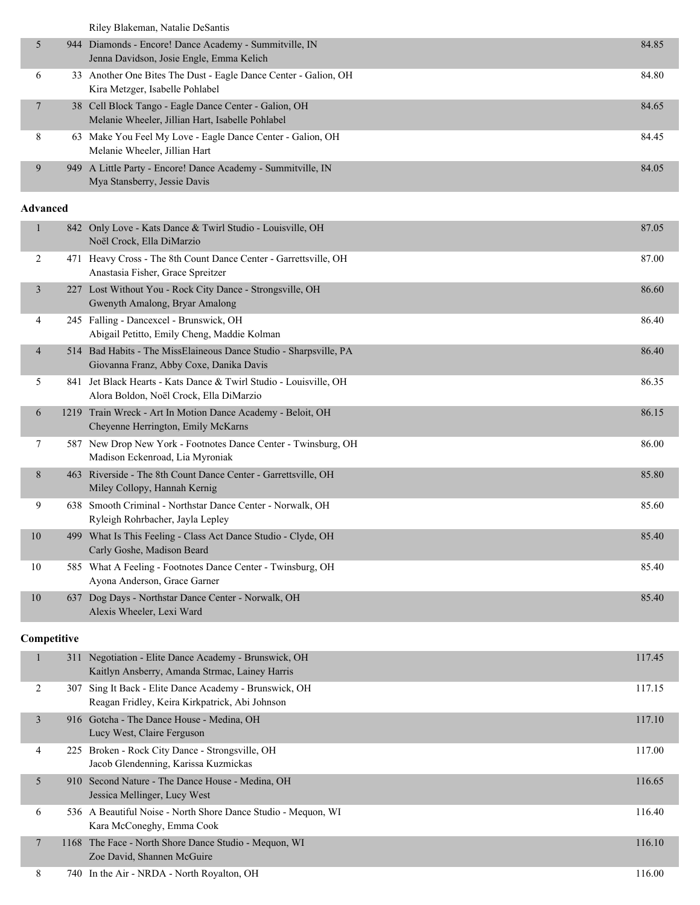| | | | |
|---|---|---|---|
| | | Riley Blakeman, Natalie DeSantis | |
| 5 | 944 | Diamonds - Encore! Dance Academy - Summitville, IN<br>Jenna Davidson, Josie Engle, Emma Kelich | 84.85 |
| 6 | 33 | Another One Bites The Dust - Eagle Dance Center - Galion, OH<br>Kira Metzger, Isabelle Pohlabel | 84.80 |
| 7 | 38 | Cell Block Tango - Eagle Dance Center - Galion, OH<br>Melanie Wheeler, Jillian Hart, Isabelle Pohlabel | 84.65 |
| 8 | 63 | Make You Feel My Love - Eagle Dance Center - Galion, OH<br>Melanie Wheeler, Jillian Hart | 84.45 |
| 9 | 949 | A Little Party - Encore! Dance Academy - Summitville, IN<br>Mya Stansberry, Jessie Davis | 84.05 |

**Advanced**

| | | | |
|---|---|---|---|
| 1 | 842 | Only Love - Kats Dance & Twirl Studio - Louisville, OH<br>Noël Crock, Ella DiMarzio | 87.05 |
| 2 | 471 | Heavy Cross - The 8th Count Dance Center - Garrettsville, OH<br>Anastasia Fisher, Grace Spreitzer | 87.00 |
| 3 | 227 | Lost Without You - Rock City Dance - Strongsville, OH<br>Gwenyth Amalong, Bryar Amalong | 86.60 |
| 4 | 245 | Falling - Dancexcel - Brunswick, OH<br>Abigail Petitto, Emily Cheng, Maddie Kolman | 86.40 |
| 4 | 514 | Bad Habits - The MissElaineous Dance Studio - Sharpsville, PA<br>Giovanna Franz, Abby Coxe, Danika Davis | 86.40 |
| 5 | 841 | Jet Black Hearts - Kats Dance & Twirl Studio - Louisville, OH<br>Alora Boldon, Noël Crock, Ella DiMarzio | 86.35 |
| 6 | 1219 | Train Wreck - Art In Motion Dance Academy - Beloit, OH<br>Cheyenne Herrington, Emily McKarns | 86.15 |
| 7 | 587 | New Drop New York - Footnotes Dance Center - Twinsburg, OH<br>Madison Eckenroad, Lia Myroniak | 86.00 |
| 8 | 463 | Riverside - The 8th Count Dance Center - Garrettsville, OH<br>Miley Collopy, Hannah Kernig | 85.80 |
| 9 | 638 | Smooth Criminal - Northstar Dance Center - Norwalk, OH<br>Ryleigh Rohrbacher, Jayla Lepley | 85.60 |
| 10 | 499 | What Is This Feeling - Class Act Dance Studio - Clyde, OH<br>Carly Goshe, Madison Beard | 85.40 |
| 10 | 585 | What A Feeling - Footnotes Dance Center - Twinsburg, OH<br>Ayona Anderson, Grace Garner | 85.40 |
| 10 | 637 | Dog Days - Northstar Dance Center - Norwalk, OH<br>Alexis Wheeler, Lexi Ward | 85.40 |

**Competitive**

| | | | |
|---|---|---|---|
| 1 | 311 | Negotiation - Elite Dance Academy - Brunswick, OH<br>Kaitlyn Ansberry, Amanda Strmac, Lainey Harris | 117.45 |
| 2 | 307 | Sing It Back - Elite Dance Academy - Brunswick, OH<br>Reagan Fridley, Keira Kirkpatrick, Abi Johnson | 117.15 |
| 3 | 916 | Gotcha - The Dance House - Medina, OH<br>Lucy West, Claire Ferguson | 117.10 |
| 4 | 225 | Broken - Rock City Dance - Strongsville, OH<br>Jacob Glendenning, Karissa Kuzmickas | 117.00 |
| 5 | 910 | Second Nature - The Dance House - Medina, OH<br>Jessica Mellinger, Lucy West | 116.65 |
| 6 | 536 | A Beautiful Noise - North Shore Dance Studio - Mequon, WI<br>Kara McConeghy, Emma Cook | 116.40 |
| 7 | 1168 | The Face - North Shore Dance Studio - Mequon, WI<br>Zoe David, Shannen McGuire | 116.10 |
| 8 | 740 | In the Air - NRDA - North Royalton, OH | 116.00 |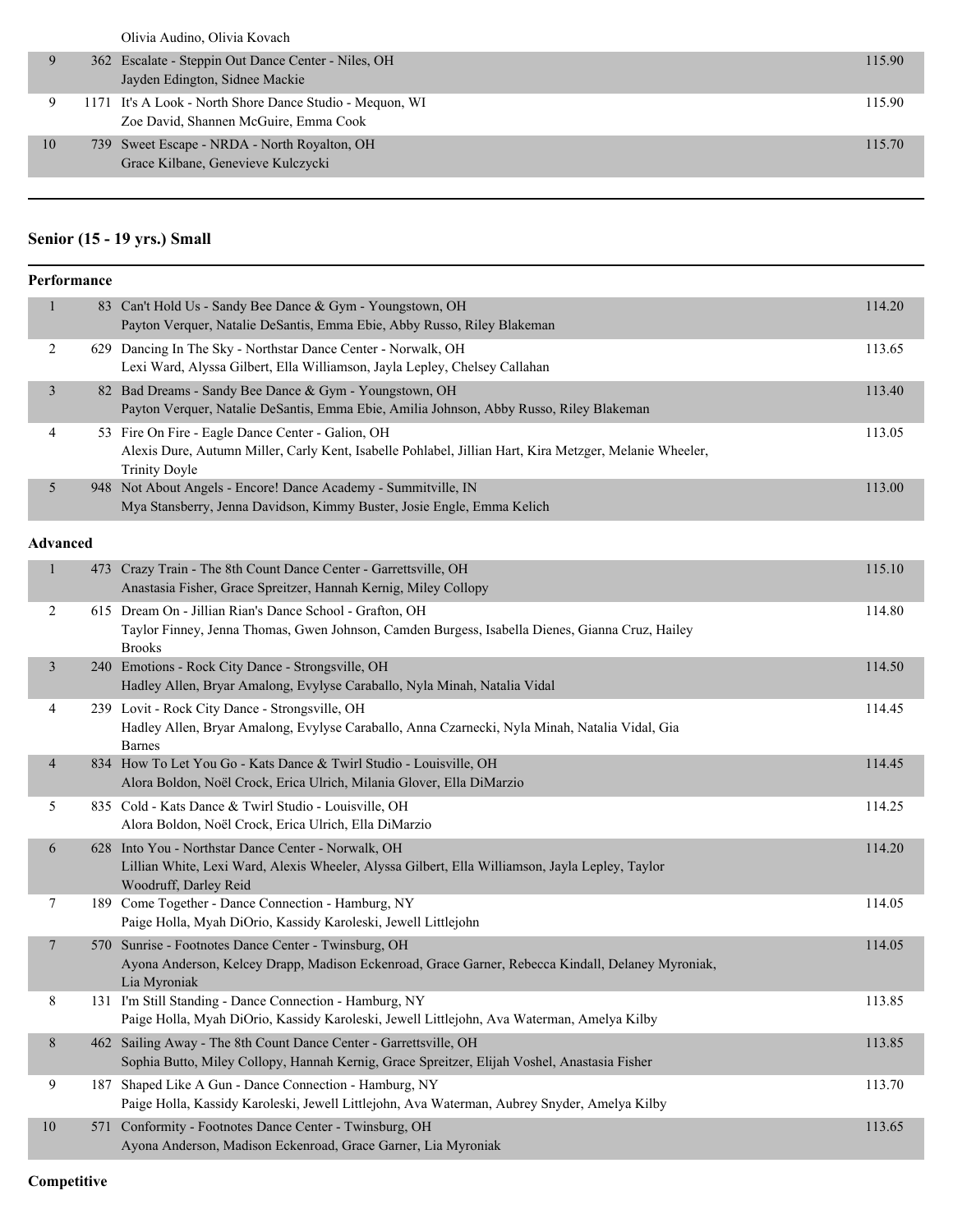| | | | |
|---|---|---|---|
| | | Olivia Audino, Olivia Kovach | |
| 9 | 362 | Escalate - Steppin Out Dance Center - Niles, OH<br>Jayden Edington, Sidnee Mackie | 115.90 |
| 9 | 1171 | It's A Look - North Shore Dance Studio - Mequon, WI<br>Zoe David, Shannen McGuire, Emma Cook | 115.90 |
| 10 | 739 | Sweet Escape - NRDA - North Royalton, OH<br>Grace Kilbane, Genevieve Kulczycki | 115.70 |

## Senior (15 - 19 yrs.) Small

### Performance

| Place | No. | Entry | Score |
|---|---|---|---|
| 1 | 83 | Can't Hold Us - Sandy Bee Dance & Gym - Youngstown, OH<br>Payton Verquer, Natalie DeSantis, Emma Ebie, Abby Russo, Riley Blakeman | 114.20 |
| 2 | 629 | Dancing In The Sky - Northstar Dance Center - Norwalk, OH<br>Lexi Ward, Alyssa Gilbert, Ella Williamson, Jayla Lepley, Chelsey Callahan | 113.65 |
| 3 | 82 | Bad Dreams - Sandy Bee Dance & Gym - Youngstown, OH<br>Payton Verquer, Natalie DeSantis, Emma Ebie, Amilia Johnson, Abby Russo, Riley Blakeman | 113.40 |
| 4 | 53 | Fire On Fire - Eagle Dance Center - Galion, OH<br>Alexis Dure, Autumn Miller, Carly Kent, Isabelle Pohlabel, Jillian Hart, Kira Metzger, Melanie Wheeler, Trinity Doyle | 113.05 |
| 5 | 948 | Not About Angels - Encore! Dance Academy - Summitville, IN<br>Mya Stansberry, Jenna Davidson, Kimmy Buster, Josie Engle, Emma Kelich | 113.00 |

### Advanced

| Place | No. | Entry | Score |
|---|---|---|---|
| 1 | 473 | Crazy Train - The 8th Count Dance Center - Garrettsville, OH<br>Anastasia Fisher, Grace Spreitzer, Hannah Kernig, Miley Collopy | 115.10 |
| 2 | 615 | Dream On - Jillian Rian's Dance School - Grafton, OH<br>Taylor Finney, Jenna Thomas, Gwen Johnson, Camden Burgess, Isabella Dienes, Gianna Cruz, Hailey Brooks | 114.80 |
| 3 | 240 | Emotions - Rock City Dance - Strongsville, OH<br>Hadley Allen, Bryar Amalong, Evylyse Caraballo, Nyla Minah, Natalia Vidal | 114.50 |
| 4 | 239 | Lovit - Rock City Dance - Strongsville, OH<br>Hadley Allen, Bryar Amalong, Evylyse Caraballo, Anna Czarnecki, Nyla Minah, Natalia Vidal, Gia Barnes | 114.45 |
| 4 | 834 | How To Let You Go - Kats Dance & Twirl Studio - Louisville, OH<br>Alora Boldon, Noël Crock, Erica Ulrich, Milania Glover, Ella DiMarzio | 114.45 |
| 5 | 835 | Cold - Kats Dance & Twirl Studio - Louisville, OH<br>Alora Boldon, Noël Crock, Erica Ulrich, Ella DiMarzio | 114.25 |
| 6 | 628 | Into You - Northstar Dance Center - Norwalk, OH<br>Lillian White, Lexi Ward, Alexis Wheeler, Alyssa Gilbert, Ella Williamson, Jayla Lepley, Taylor Woodruff, Darley Reid | 114.20 |
| 7 | 189 | Come Together - Dance Connection - Hamburg, NY<br>Paige Holla, Myah DiOrio, Kassidy Karoleski, Jewell Littlejohn | 114.05 |
| 7 | 570 | Sunrise - Footnotes Dance Center - Twinsburg, OH<br>Ayona Anderson, Kelcey Drapp, Madison Eckenroad, Grace Garner, Rebecca Kindall, Delaney Myroniak, Lia Myroniak | 114.05 |
| 8 | 131 | I'm Still Standing - Dance Connection - Hamburg, NY<br>Paige Holla, Myah DiOrio, Kassidy Karoleski, Jewell Littlejohn, Ava Waterman, Amelya Kilby | 113.85 |
| 8 | 462 | Sailing Away - The 8th Count Dance Center - Garrettsville, OH<br>Sophia Butto, Miley Collopy, Hannah Kernig, Grace Spreitzer, Elijah Voshel, Anastasia Fisher | 113.85 |
| 9 | 187 | Shaped Like A Gun - Dance Connection - Hamburg, NY<br>Paige Holla, Kassidy Karoleski, Jewell Littlejohn, Ava Waterman, Aubrey Snyder, Amelya Kilby | 113.70 |
| 10 | 571 | Conformity - Footnotes Dance Center - Twinsburg, OH<br>Ayona Anderson, Madison Eckenroad, Grace Garner, Lia Myroniak | 113.65 |

### Competitive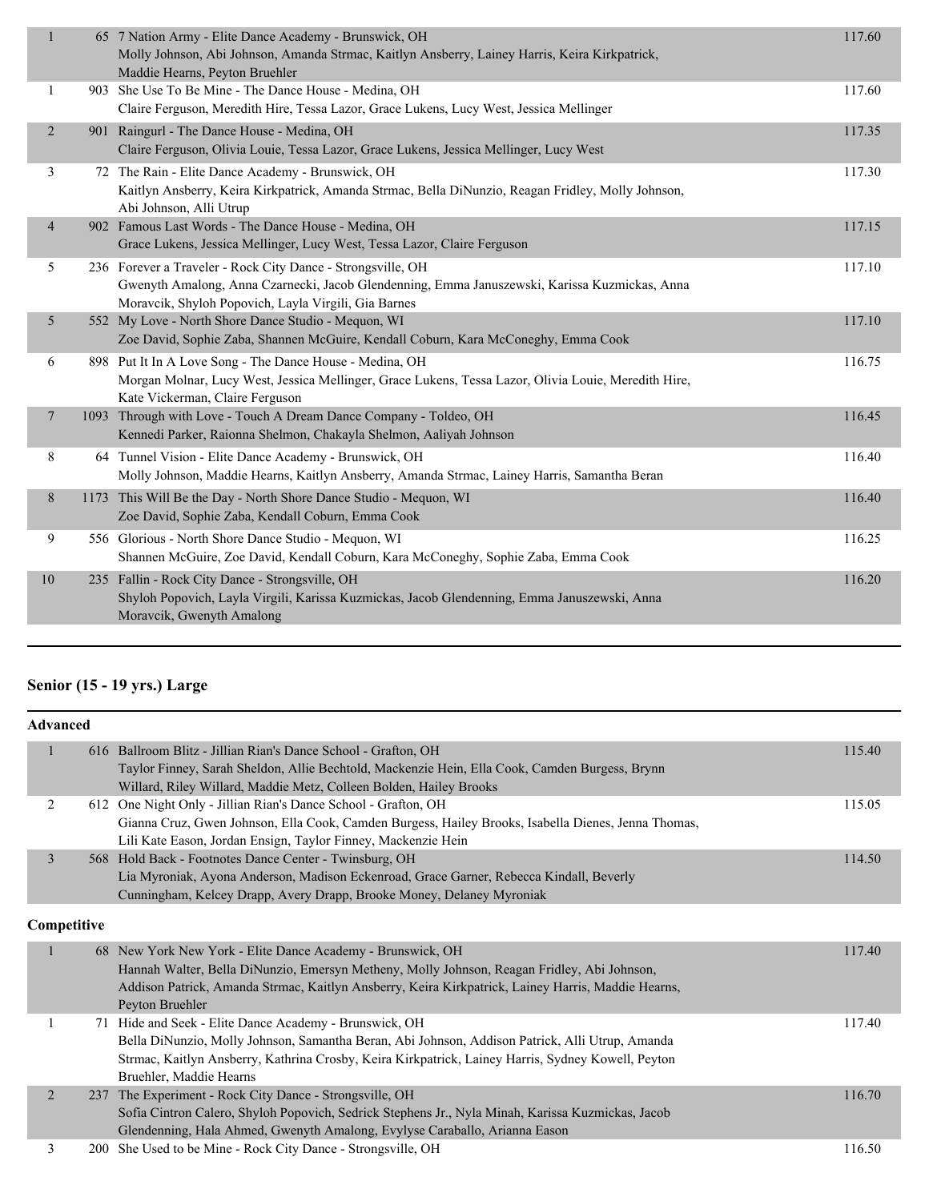| Place | No. | Routine / Studio / Dancers | Score |
|---|---|---|---|
| 1 | 65 | 7 Nation Army - Elite Dance Academy - Brunswick, OH<br>Molly Johnson, Abi Johnson, Amanda Strmac, Kaitlyn Ansberry, Lainey Harris, Keira Kirkpatrick, Maddie Hearns, Peyton Bruehler | 117.60 |
| 1 | 903 | She Use To Be Mine - The Dance House - Medina, OH<br>Claire Ferguson, Meredith Hire, Tessa Lazor, Grace Lukens, Lucy West, Jessica Mellinger | 117.60 |
| 2 | 901 | Raingurl - The Dance House - Medina, OH<br>Claire Ferguson, Olivia Louie, Tessa Lazor, Grace Lukens, Jessica Mellinger, Lucy West | 117.35 |
| 3 | 72 | The Rain - Elite Dance Academy - Brunswick, OH<br>Kaitlyn Ansberry, Keira Kirkpatrick, Amanda Strmac, Bella DiNunzio, Reagan Fridley, Molly Johnson, Abi Johnson, Alli Utrup | 117.30 |
| 4 | 902 | Famous Last Words - The Dance House - Medina, OH<br>Grace Lukens, Jessica Mellinger, Lucy West, Tessa Lazor, Claire Ferguson | 117.15 |
| 5 | 236 | Forever a Traveler - Rock City Dance - Strongsville, OH<br>Gwenyth Amalong, Anna Czarnecki, Jacob Glendenning, Emma Januszewski, Karissa Kuzmickas, Anna Moravcik, Shyloh Popovich, Layla Virgili, Gia Barnes | 117.10 |
| 5 | 552 | My Love - North Shore Dance Studio - Mequon, WI<br>Zoe David, Sophie Zaba, Shannen McGuire, Kendall Coburn, Kara McConeghy, Emma Cook | 117.10 |
| 6 | 898 | Put It In A Love Song - The Dance House - Medina, OH<br>Morgan Molnar, Lucy West, Jessica Mellinger, Grace Lukens, Tessa Lazor, Olivia Louie, Meredith Hire, Kate Vickerman, Claire Ferguson | 116.75 |
| 7 | 1093 | Through with Love - Touch A Dream Dance Company - Toldeo, OH<br>Kennedi Parker, Raionna Shelmon, Chakayla Shelmon, Aaliyah Johnson | 116.45 |
| 8 | 64 | Tunnel Vision - Elite Dance Academy - Brunswick, OH<br>Molly Johnson, Maddie Hearns, Kaitlyn Ansberry, Amanda Strmac, Lainey Harris, Samantha Beran | 116.40 |
| 8 | 1173 | This Will Be the Day - North Shore Dance Studio - Mequon, WI<br>Zoe David, Sophie Zaba, Kendall Coburn, Emma Cook | 116.40 |
| 9 | 556 | Glorious - North Shore Dance Studio - Mequon, WI<br>Shannen McGuire, Zoe David, Kendall Coburn, Kara McConeghy, Sophie Zaba, Emma Cook | 116.25 |
| 10 | 235 | Fallin - Rock City Dance - Strongsville, OH<br>Shyloh Popovich, Layla Virgili, Karissa Kuzmickas, Jacob Glendenning, Emma Januszewski, Anna Moravcik, Gwenyth Amalong | 116.20 |

## Senior (15 - 19 yrs.) Large

### Advanced

| Place | No. | Routine / Studio / Dancers | Score |
|---|---|---|---|
| 1 | 616 | Ballroom Blitz - Jillian Rian's Dance School - Grafton, OH<br>Taylor Finney, Sarah Sheldon, Allie Bechtold, Mackenzie Hein, Ella Cook, Camden Burgess, Brynn Willard, Riley Willard, Maddie Metz, Colleen Bolden, Hailey Brooks | 115.40 |
| 2 | 612 | One Night Only - Jillian Rian's Dance School - Grafton, OH<br>Gianna Cruz, Gwen Johnson, Ella Cook, Camden Burgess, Hailey Brooks, Isabella Dienes, Jenna Thomas, Lili Kate Eason, Jordan Ensign, Taylor Finney, Mackenzie Hein | 115.05 |
| 3 | 568 | Hold Back - Footnotes Dance Center - Twinsburg, OH<br>Lia Myroniak, Ayona Anderson, Madison Eckenroad, Grace Garner, Rebecca Kindall, Beverly Cunningham, Kelcey Drapp, Avery Drapp, Brooke Money, Delaney Myroniak | 114.50 |

### Competitive

| Place | No. | Routine / Studio / Dancers | Score |
|---|---|---|---|
| 1 | 68 | New York New York - Elite Dance Academy - Brunswick, OH<br>Hannah Walter, Bella DiNunzio, Emersyn Metheny, Molly Johnson, Reagan Fridley, Abi Johnson, Addison Patrick, Amanda Strmac, Kaitlyn Ansberry, Keira Kirkpatrick, Lainey Harris, Maddie Hearns, Peyton Bruehler | 117.40 |
| 1 | 71 | Hide and Seek - Elite Dance Academy - Brunswick, OH<br>Bella DiNunzio, Molly Johnson, Samantha Beran, Abi Johnson, Addison Patrick, Alli Utrup, Amanda Strmac, Kaitlyn Ansberry, Kathrina Crosby, Keira Kirkpatrick, Lainey Harris, Sydney Kowell, Peyton Bruehler, Maddie Hearns | 117.40 |
| 2 | 237 | The Experiment - Rock City Dance - Strongsville, OH<br>Sofia Cintron Calero, Shyloh Popovich, Sedrick Stephens Jr., Nyla Minah, Karissa Kuzmickas, Jacob Glendenning, Hala Ahmed, Gwenyth Amalong, Evylyse Caraballo, Arianna Eason | 116.70 |
| 3 | 200 | She Used to be Mine - Rock City Dance - Strongsville, OH | 116.50 |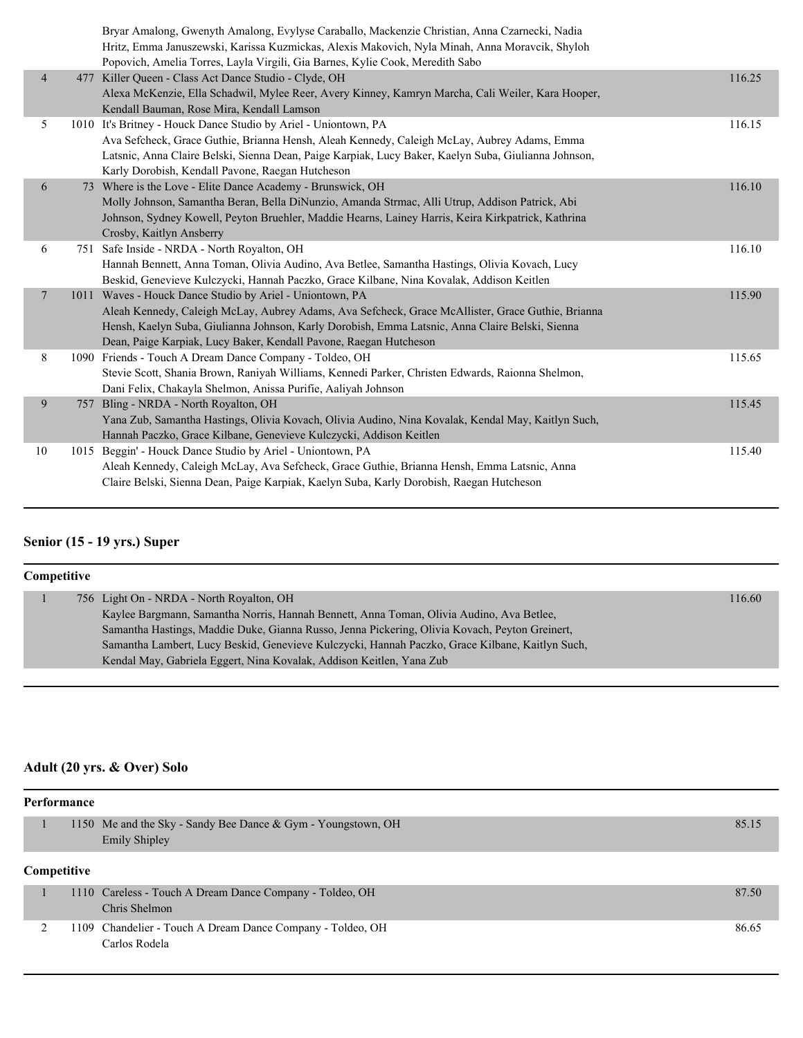| | | | |
|---|---|---|---|
| | | Bryar Amalong, Gwenyth Amalong, Evylyse Caraballo, Mackenzie Christian, Anna Czarnecki, Nadia Hritz, Emma Januszewski, Karissa Kuzmickas, Alexis Makovich, Nyla Minah, Anna Moravcik, Shyloh Popovich, Amelia Torres, Layla Virgili, Gia Barnes, Kylie Cook, Meredith Sabo | |
| 4 | 477 | Killer Queen - Class Act Dance Studio - Clyde, OH<br>Alexa McKenzie, Ella Schadwil, Mylee Reer, Avery Kinney, Kamryn Marcha, Cali Weiler, Kara Hooper, Kendall Bauman, Rose Mira, Kendall Lamson | 116.25 |
| 5 | 1010 | It's Britney - Houck Dance Studio by Ariel - Uniontown, PA<br>Ava Sefcheck, Grace Guthie, Brianna Hensh, Aleah Kennedy, Caleigh McLay, Aubrey Adams, Emma Latsnic, Anna Claire Belski, Sienna Dean, Paige Karpiak, Lucy Baker, Kaelyn Suba, Giulianna Johnson, Karly Dorobish, Kendall Pavone, Raegan Hutcheson | 116.15 |
| 6 | 73 | Where is the Love - Elite Dance Academy - Brunswick, OH<br>Molly Johnson, Samantha Beran, Bella DiNunzio, Amanda Strmac, Alli Utrup, Addison Patrick, Abi Johnson, Sydney Kowell, Peyton Bruehler, Maddie Hearns, Lainey Harris, Keira Kirkpatrick, Kathrina Crosby, Kaitlyn Ansberry | 116.10 |
| 6 | 751 | Safe Inside - NRDA - North Royalton, OH<br>Hannah Bennett, Anna Toman, Olivia Audino, Ava Betlee, Samantha Hastings, Olivia Kovach, Lucy Beskid, Genevieve Kulczycki, Hannah Paczko, Grace Kilbane, Nina Kovalak, Addison Keitlen | 116.10 |
| 7 | 1011 | Waves - Houck Dance Studio by Ariel - Uniontown, PA<br>Aleah Kennedy, Caleigh McLay, Aubrey Adams, Ava Sefcheck, Grace McAllister, Grace Guthie, Brianna Hensh, Kaelyn Suba, Giulianna Johnson, Karly Dorobish, Emma Latsnic, Anna Claire Belski, Sienna Dean, Paige Karpiak, Lucy Baker, Kendall Pavone, Raegan Hutcheson | 115.90 |
| 8 | 1090 | Friends - Touch A Dream Dance Company - Toldeo, OH<br>Stevie Scott, Shania Brown, Raniyah Williams, Kennedi Parker, Christen Edwards, Raionna Shelmon, Dani Felix, Chakayla Shelmon, Anissa Purifie, Aaliyah Johnson | 115.65 |
| 9 | 757 | Bling - NRDA - North Royalton, OH<br>Yana Zub, Samantha Hastings, Olivia Kovach, Olivia Audino, Nina Kovalak, Kendal May, Kaitlyn Such, Hannah Paczko, Grace Kilbane, Genevieve Kulczycki, Addison Keitlen | 115.45 |
| 10 | 1015 | Beggin' - Houck Dance Studio by Ariel - Uniontown, PA<br>Aleah Kennedy, Caleigh McLay, Ava Sefcheck, Grace Guthie, Brianna Hensh, Emma Latsnic, Anna Claire Belski, Sienna Dean, Paige Karpiak, Kaelyn Suba, Karly Dorobish, Raegan Hutcheson | 115.40 |

## Senior (15 - 19 yrs.) Super

**Competitive**

| | | | |
|---|---|---|---|
| 1 | 756 | Light On - NRDA - North Royalton, OH<br>Kaylee Bargmann, Samantha Norris, Hannah Bennett, Anna Toman, Olivia Audino, Ava Betlee, Samantha Hastings, Maddie Duke, Gianna Russo, Jenna Pickering, Olivia Kovach, Peyton Greinert, Samantha Lambert, Lucy Beskid, Genevieve Kulczycki, Hannah Paczko, Grace Kilbane, Kaitlyn Such, Kendal May, Gabriela Eggert, Nina Kovalak, Addison Keitlen, Yana Zub | 116.60 |

## Adult (20 yrs. & Over) Solo

**Performance**

| | | | |
|---|---|---|---|
| 1 | 1150 | Me and the Sky - Sandy Bee Dance & Gym - Youngstown, OH<br>Emily Shipley | 85.15 |

**Competitive**

| | | | |
|---|---|---|---|
| 1 | 1110 | Careless - Touch A Dream Dance Company - Toldeo, OH<br>Chris Shelmon | 87.50 |
| 2 | 1109 | Chandelier - Touch A Dream Dance Company - Toldeo, OH<br>Carlos Rodela | 86.65 |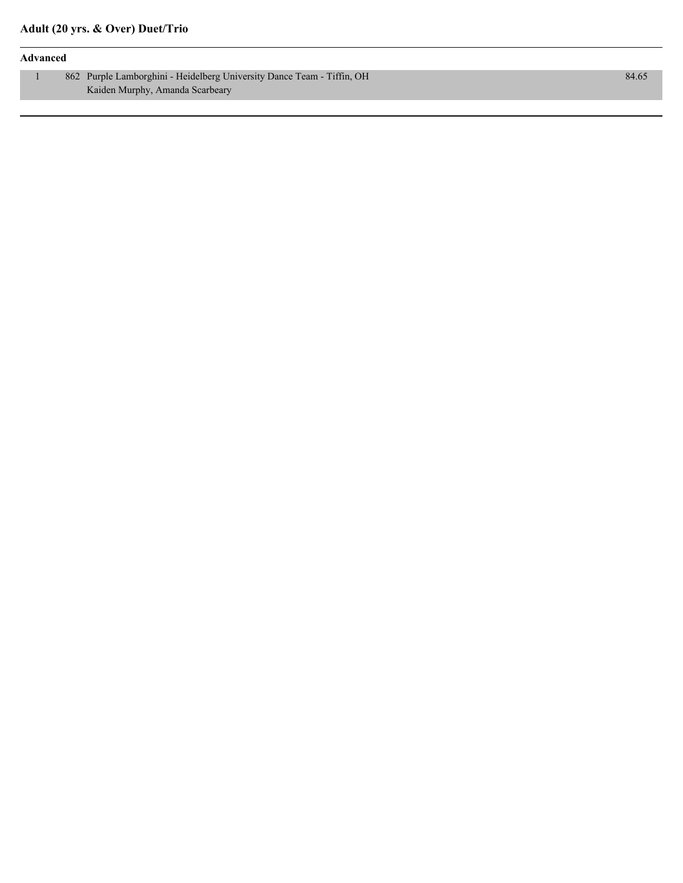## Adult (20 yrs. & Over) Duet/Trio

### Advanced

| | | | |
|---|---|---|---|
| 1 | 862 | Purple Lamborghini - Heidelberg University Dance Team - Tiffin, OH<br>Kaiden Murphy, Amanda Scarbeary | 84.65 |